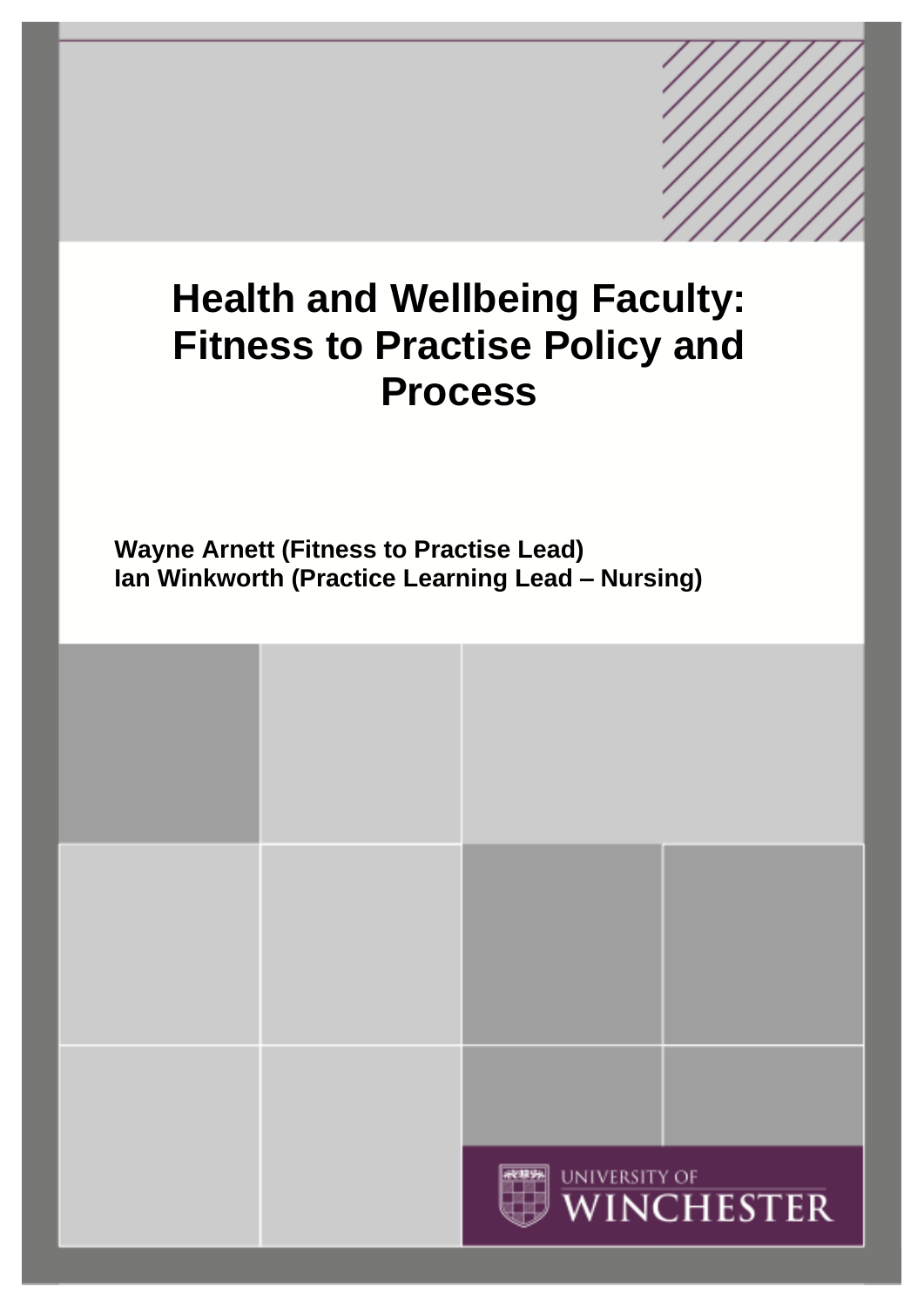# Health and Wellbeing Faculty: Fitness to Practise Policy and Process

**Wayne Arnett (Fitness to Practise Lead)**
**Ian Winkworth (Practice Learning Lead – Nursing)**

UNIVERSITY OF WINCHESTER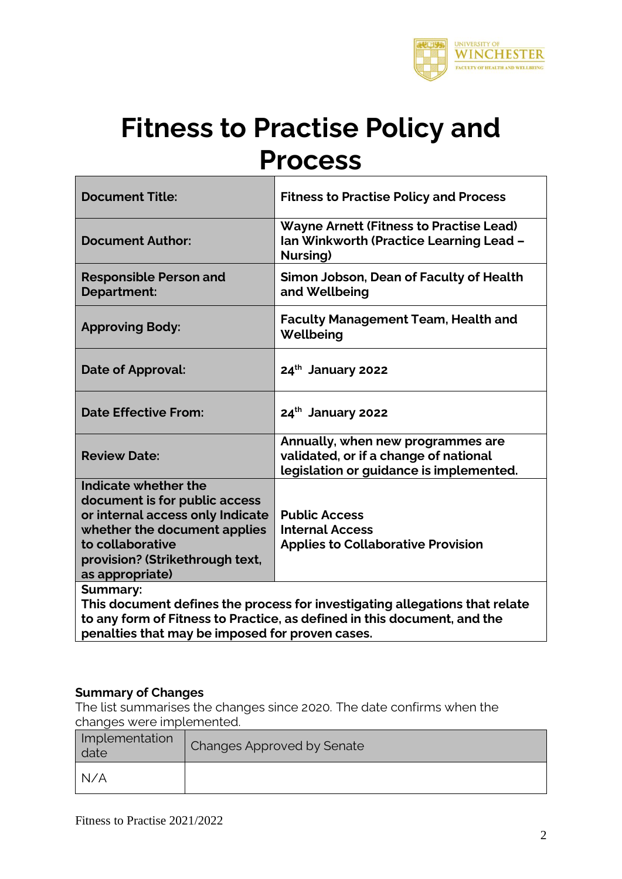# Fitness to Practise Policy and Process

| Document Title: | Fitness to Practise Policy and Process |
|---|---|
| Document Author: | Wayne Arnett (Fitness to Practise Lead) Ian Winkworth (Practice Learning Lead – Nursing) |
| Responsible Person and Department: | Simon Jobson, Dean of Faculty of Health and Wellbeing |
| Approving Body: | Faculty Management Team, Health and Wellbeing |
| Date of Approval: | 24th January 2022 |
| Date Effective From: | 24th January 2022 |
| Review Date: | Annually, when new programmes are validated, or if a change of national legislation or guidance is implemented. |
| Indicate whether the document is for public access or internal access only Indicate whether the document applies to collaborative provision? (Strikethrough text, as appropriate) | Public Access<br>Internal Access<br>Applies to Collaborative Provision |
| **Summary:**<br>This document defines the process for investigating allegations that relate to any form of Fitness to Practice, as defined in this document, and the penalties that may be imposed for proven cases. | |

**Summary of Changes**

The list summarises the changes since 2020. The date confirms when the changes were implemented.

| Implementation date | Changes Approved by Senate |
|---|---|
| N/A | |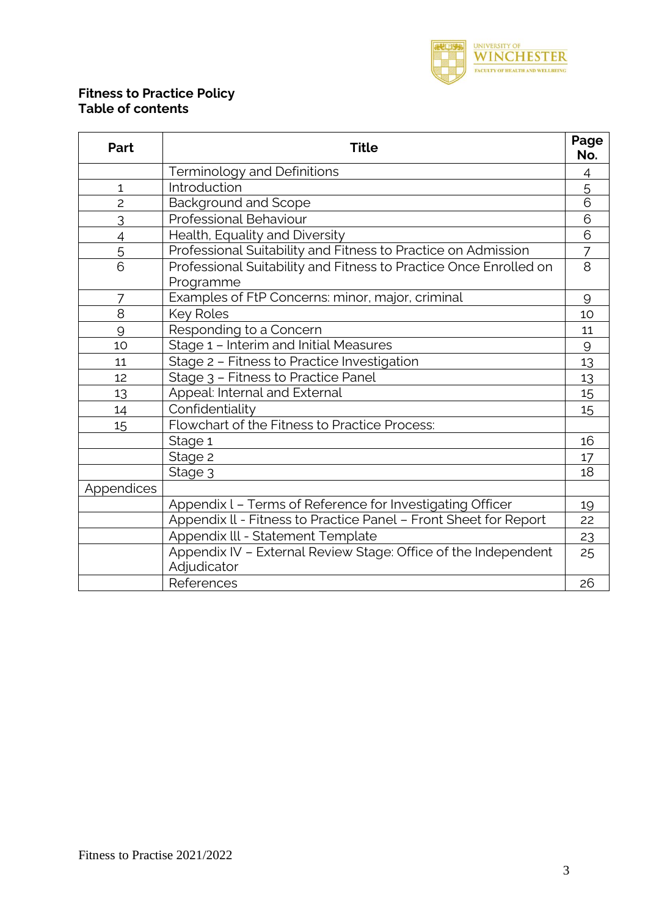**Fitness to Practice Policy**
**Table of contents**

| Part | Title | Page No. |
|---|---|---|
| | Terminology and Definitions | 4 |
| 1 | Introduction | 5 |
| 2 | Background and Scope | 6 |
| 3 | Professional Behaviour | 6 |
| 4 | Health, Equality and Diversity | 6 |
| 5 | Professional Suitability and Fitness to Practice on Admission | 7 |
| 6 | Professional Suitability and Fitness to Practice Once Enrolled on Programme | 8 |
| 7 | Examples of FtP Concerns: minor, major, criminal | 9 |
| 8 | Key Roles | 10 |
| 9 | Responding to a Concern | 11 |
| 10 | Stage 1 – Interim and Initial Measures | 9 |
| 11 | Stage 2 – Fitness to Practice Investigation | 13 |
| 12 | Stage 3 – Fitness to Practice Panel | 13 |
| 13 | Appeal: Internal and External | 15 |
| 14 | Confidentiality | 15 |
| 15 | Flowchart of the Fitness to Practice Process: | |
| | Stage 1 | 16 |
| | Stage 2 | 17 |
| | Stage 3 | 18 |
| Appendices | | |
| | Appendix l – Terms of Reference for Investigating Officer | 19 |
| | Appendix ll - Fitness to Practice Panel – Front Sheet for Report | 22 |
| | Appendix lll - Statement Template | 23 |
| | Appendix IV – External Review Stage: Office of the Independent Adjudicator | 25 |
| | References | 26 |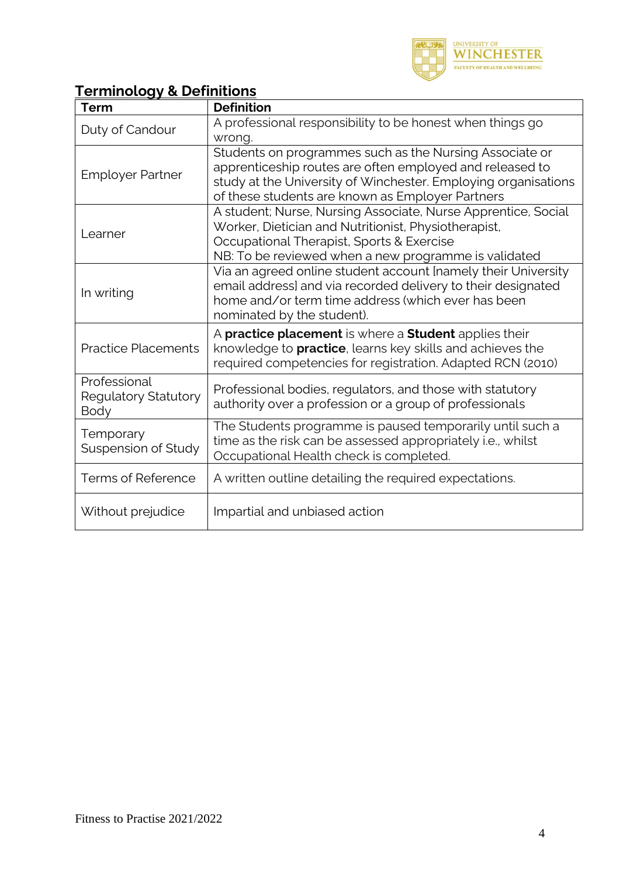## Terminology & Definitions

| Term | Definition |
|---|---|
| Duty of Candour | A professional responsibility to be honest when things go wrong. |
| Employer Partner | Students on programmes such as the Nursing Associate or apprenticeship routes are often employed and released to study at the University of Winchester. Employing organisations of these students are known as Employer Partners |
| Learner | A student; Nurse, Nursing Associate, Nurse Apprentice, Social Worker, Dietician and Nutritionist, Physiotherapist, Occupational Therapist, Sports & Exercise<br>NB: To be reviewed when a new programme is validated |
| In writing | Via an agreed online student account [namely their University email address] and via recorded delivery to their designated home and/or term time address (which ever has been nominated by the student). |
| Practice Placements | A **practice placement** is where a **Student** applies their knowledge to **practice**, learns key skills and achieves the required competencies for registration. Adapted RCN (2010) |
| Professional Regulatory Statutory Body | Professional bodies, regulators, and those with statutory authority over a profession or a group of professionals |
| Temporary Suspension of Study | The Students programme is paused temporarily until such a time as the risk can be assessed appropriately i.e., whilst Occupational Health check is completed. |
| Terms of Reference | A written outline detailing the required expectations. |
| Without prejudice | Impartial and unbiased action |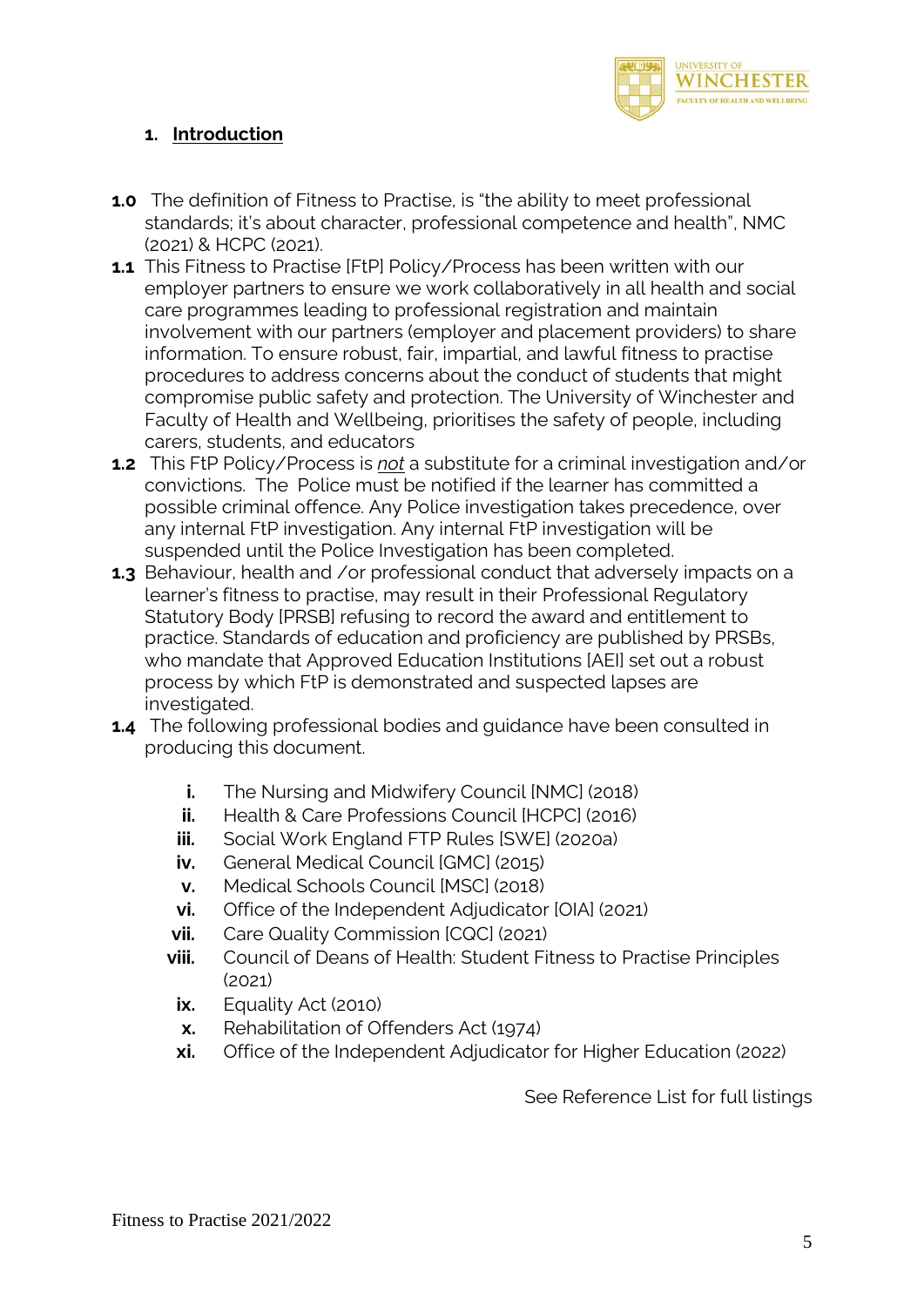## 1. Introduction

**1.0** The definition of Fitness to Practise, is "the ability to meet professional standards; it's about character, professional competence and health", NMC (2021) & HCPC (2021).

**1.1** This Fitness to Practise [FtP] Policy/Process has been written with our employer partners to ensure we work collaboratively in all health and social care programmes leading to professional registration and maintain involvement with our partners (employer and placement providers) to share information. To ensure robust, fair, impartial, and lawful fitness to practise procedures to address concerns about the conduct of students that might compromise public safety and protection. The University of Winchester and Faculty of Health and Wellbeing, prioritises the safety of people, including carers, students, and educators

**1.2** This FtP Policy/Process is *not* a substitute for a criminal investigation and/or convictions. The Police must be notified if the learner has committed a possible criminal offence. Any Police investigation takes precedence, over any internal FtP investigation. Any internal FtP investigation will be suspended until the Police Investigation has been completed.

**1.3** Behaviour, health and /or professional conduct that adversely impacts on a learner's fitness to practise, may result in their Professional Regulatory Statutory Body [PRSB] refusing to record the award and entitlement to practice. Standards of education and proficiency are published by PRSBs, who mandate that Approved Education Institutions [AEI] set out a robust process by which FtP is demonstrated and suspected lapses are investigated.

**1.4** The following professional bodies and guidance have been consulted in producing this document.

- **i.** The Nursing and Midwifery Council [NMC] (2018)
- **ii.** Health & Care Professions Council [HCPC] (2016)
- **iii.** Social Work England FTP Rules [SWE] (2020a)
- **iv.** General Medical Council [GMC] (2015)
- **v.** Medical Schools Council [MSC] (2018)
- **vi.** Office of the Independent Adjudicator [OIA] (2021)
- **vii.** Care Quality Commission [CQC] (2021)
- **viii.** Council of Deans of Health: Student Fitness to Practise Principles (2021)
- **ix.** Equality Act (2010)
- **x.** Rehabilitation of Offenders Act (1974)
- **xi.** Office of the Independent Adjudicator for Higher Education (2022)

See Reference List for full listings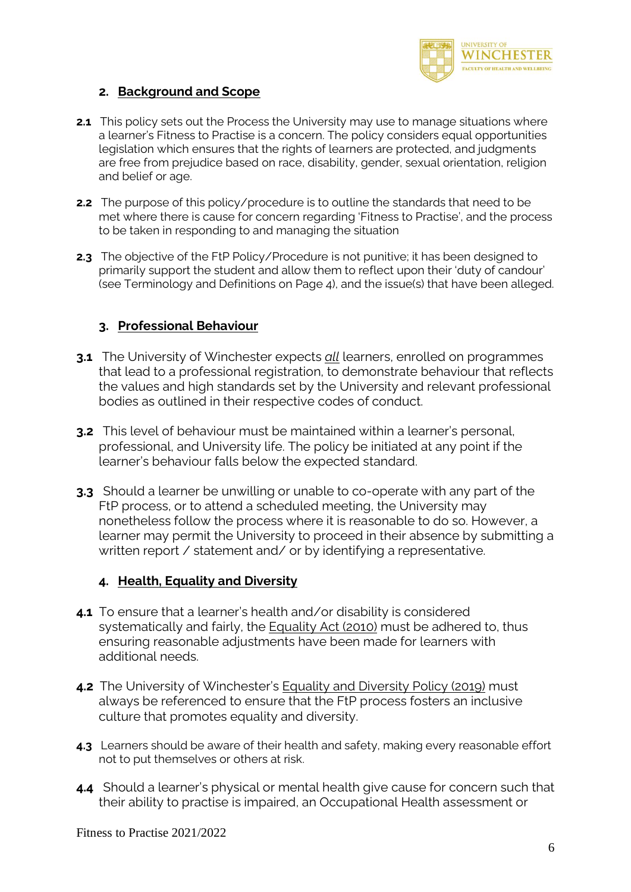## 2. Background and Scope

**2.1** This policy sets out the Process the University may use to manage situations where a learner's Fitness to Practise is a concern. The policy considers equal opportunities legislation which ensures that the rights of learners are protected, and judgments are free from prejudice based on race, disability, gender, sexual orientation, religion and belief or age.

**2.2** The purpose of this policy/procedure is to outline the standards that need to be met where there is cause for concern regarding 'Fitness to Practise', and the process to be taken in responding to and managing the situation

**2.3** The objective of the FtP Policy/Procedure is not punitive; it has been designed to primarily support the student and allow them to reflect upon their 'duty of candour' (see Terminology and Definitions on Page 4), and the issue(s) that have been alleged.

## 3. Professional Behaviour

**3.1** The University of Winchester expects *all* learners, enrolled on programmes that lead to a professional registration, to demonstrate behaviour that reflects the values and high standards set by the University and relevant professional bodies as outlined in their respective codes of conduct.

**3.2** This level of behaviour must be maintained within a learner's personal, professional, and University life. The policy be initiated at any point if the learner's behaviour falls below the expected standard.

**3.3** Should a learner be unwilling or unable to co-operate with any part of the FtP process, or to attend a scheduled meeting, the University may nonetheless follow the process where it is reasonable to do so. However, a learner may permit the University to proceed in their absence by submitting a written report / statement and/ or by identifying a representative.

## 4. Health, Equality and Diversity

**4.1** To ensure that a learner's health and/or disability is considered systematically and fairly, the Equality Act (2010) must be adhered to, thus ensuring reasonable adjustments have been made for learners with additional needs.

**4.2** The University of Winchester's Equality and Diversity Policy (2019) must always be referenced to ensure that the FtP process fosters an inclusive culture that promotes equality and diversity.

**4.3** Learners should be aware of their health and safety, making every reasonable effort not to put themselves or others at risk.

**4.4** Should a learner's physical or mental health give cause for concern such that their ability to practise is impaired, an Occupational Health assessment or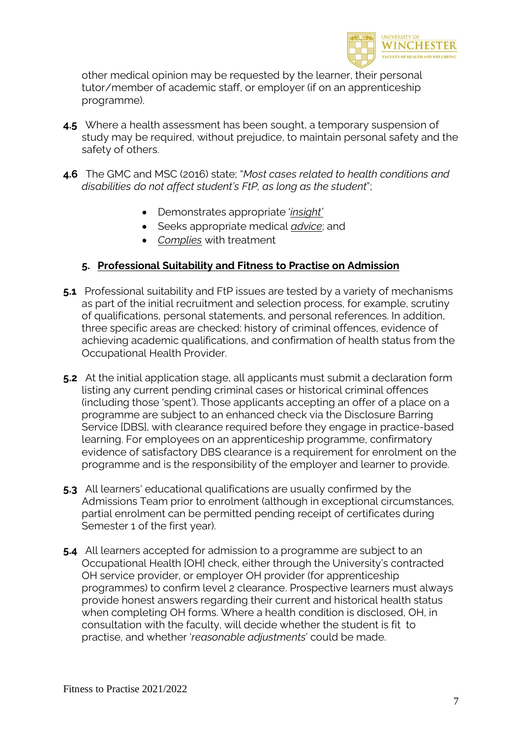other medical opinion may be requested by the learner, their personal tutor/member of academic staff, or employer (if on an apprenticeship programme).

**4.5** Where a health assessment has been sought, a temporary suspension of study may be required, without prejudice, to maintain personal safety and the safety of others.

**4.6** The GMC and MSC (2016) state; "*Most cases related to health conditions and disabilities do not affect student's FtP, as long as the student*";

- Demonstrates appropriate '*insight*'
- Seeks appropriate medical *advice*; and
- *Complies* with treatment

## 5. Professional Suitability and Fitness to Practise on Admission

**5.1** Professional suitability and FtP issues are tested by a variety of mechanisms as part of the initial recruitment and selection process, for example, scrutiny of qualifications, personal statements, and personal references. In addition, three specific areas are checked: history of criminal offences, evidence of achieving academic qualifications, and confirmation of health status from the Occupational Health Provider.

**5.2** At the initial application stage, all applicants must submit a declaration form listing any current pending criminal cases or historical criminal offences (including those 'spent'). Those applicants accepting an offer of a place on a programme are subject to an enhanced check via the Disclosure Barring Service [DBS], with clearance required before they engage in practice-based learning. For employees on an apprenticeship programme, confirmatory evidence of satisfactory DBS clearance is a requirement for enrolment on the programme and is the responsibility of the employer and learner to provide.

**5.3** All learners' educational qualifications are usually confirmed by the Admissions Team prior to enrolment (although in exceptional circumstances, partial enrolment can be permitted pending receipt of certificates during Semester 1 of the first year).

**5.4** All learners accepted for admission to a programme are subject to an Occupational Health [OH] check, either through the University's contracted OH service provider, or employer OH provider (for apprenticeship programmes) to confirm level 2 clearance. Prospective learners must always provide honest answers regarding their current and historical health status when completing OH forms. Where a health condition is disclosed, OH, in consultation with the faculty, will decide whether the student is fit to practise, and whether '*reasonable adjustments*' could be made.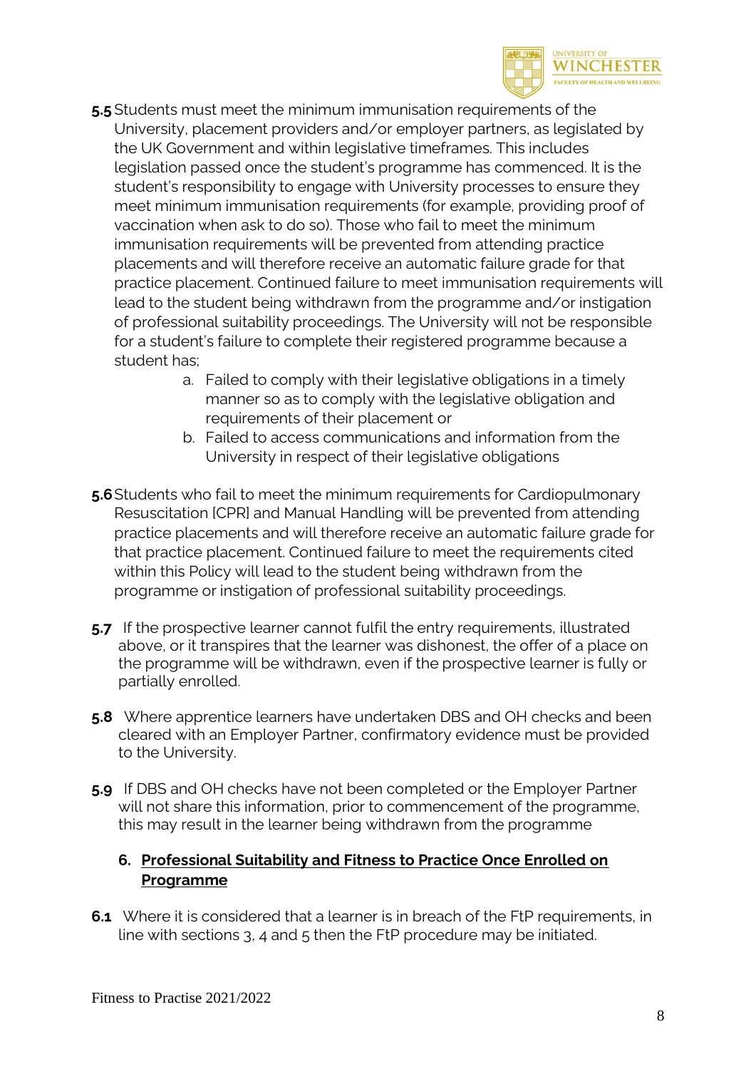**5.5** Students must meet the minimum immunisation requirements of the University, placement providers and/or employer partners, as legislated by the UK Government and within legislative timeframes. This includes legislation passed once the student's programme has commenced. It is the student's responsibility to engage with University processes to ensure they meet minimum immunisation requirements (for example, providing proof of vaccination when ask to do so). Those who fail to meet the minimum immunisation requirements will be prevented from attending practice placements and will therefore receive an automatic failure grade for that practice placement. Continued failure to meet immunisation requirements will lead to the student being withdrawn from the programme and/or instigation of professional suitability proceedings. The University will not be responsible for a student's failure to complete their registered programme because a student has;

a. Failed to comply with their legislative obligations in a timely manner so as to comply with the legislative obligation and requirements of their placement or
b. Failed to access communications and information from the University in respect of their legislative obligations

**5.6** Students who fail to meet the minimum requirements for Cardiopulmonary Resuscitation [CPR] and Manual Handling will be prevented from attending practice placements and will therefore receive an automatic failure grade for that practice placement. Continued failure to meet the requirements cited within this Policy will lead to the student being withdrawn from the programme or instigation of professional suitability proceedings.

**5.7** If the prospective learner cannot fulfil the entry requirements, illustrated above, or it transpires that the learner was dishonest, the offer of a place on the programme will be withdrawn, even if the prospective learner is fully or partially enrolled.

**5.8** Where apprentice learners have undertaken DBS and OH checks and been cleared with an Employer Partner, confirmatory evidence must be provided to the University.

**5.9** If DBS and OH checks have not been completed or the Employer Partner will not share this information, prior to commencement of the programme, this may result in the learner being withdrawn from the programme

## 6. Professional Suitability and Fitness to Practice Once Enrolled on Programme

**6.1** Where it is considered that a learner is in breach of the FtP requirements, in line with sections 3, 4 and 5 then the FtP procedure may be initiated.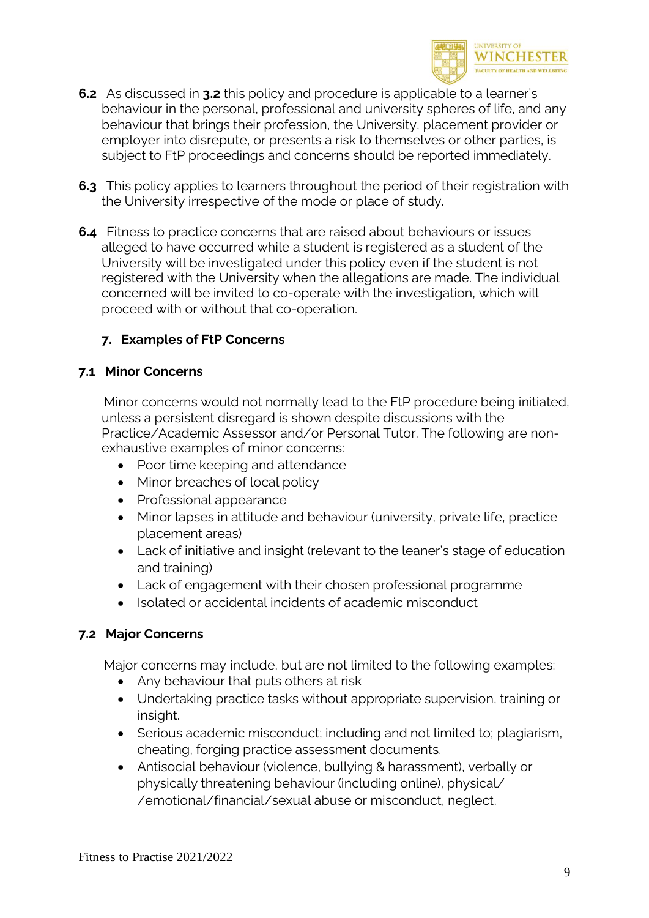**6.2** As discussed in **3.2** this policy and procedure is applicable to a learner's behaviour in the personal, professional and university spheres of life, and any behaviour that brings their profession, the University, placement provider or employer into disrepute, or presents a risk to themselves or other parties, is subject to FtP proceedings and concerns should be reported immediately.

**6.3** This policy applies to learners throughout the period of their registration with the University irrespective of the mode or place of study.

**6.4** Fitness to practice concerns that are raised about behaviours or issues alleged to have occurred while a student is registered as a student of the University will be investigated under this policy even if the student is not registered with the University when the allegations are made. The individual concerned will be invited to co-operate with the investigation, which will proceed with or without that co-operation.

## 7. Examples of FtP Concerns

### 7.1 Minor Concerns

Minor concerns would not normally lead to the FtP procedure being initiated, unless a persistent disregard is shown despite discussions with the Practice/Academic Assessor and/or Personal Tutor. The following are non-exhaustive examples of minor concerns:

- Poor time keeping and attendance
- Minor breaches of local policy
- Professional appearance
- Minor lapses in attitude and behaviour (university, private life, practice placement areas)
- Lack of initiative and insight (relevant to the leaner's stage of education and training)
- Lack of engagement with their chosen professional programme
- Isolated or accidental incidents of academic misconduct

### 7.2 Major Concerns

Major concerns may include, but are not limited to the following examples:

- Any behaviour that puts others at risk
- Undertaking practice tasks without appropriate supervision, training or insight.
- Serious academic misconduct; including and not limited to; plagiarism, cheating, forging practice assessment documents.
- Antisocial behaviour (violence, bullying & harassment), verbally or physically threatening behaviour (including online), physical/ /emotional/financial/sexual abuse or misconduct, neglect,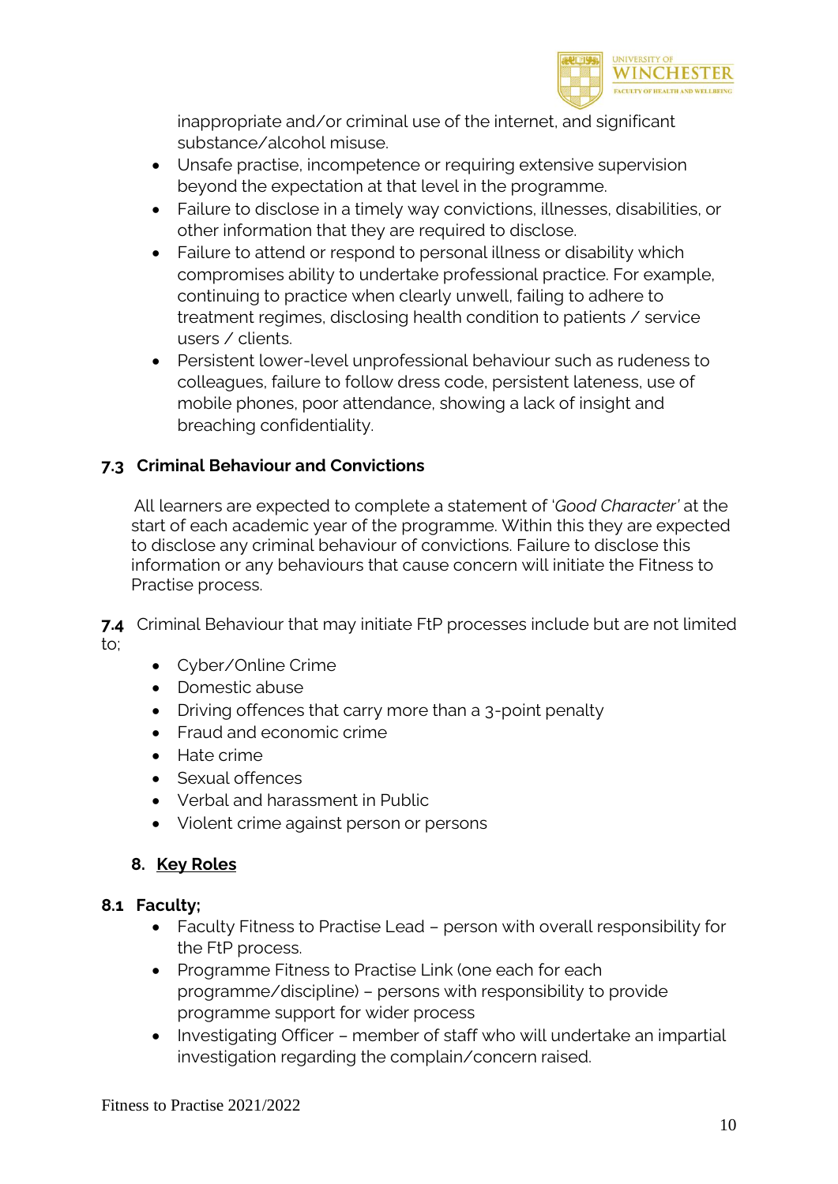inappropriate and/or criminal use of the internet, and significant substance/alcohol misuse.

- Unsafe practise, incompetence or requiring extensive supervision beyond the expectation at that level in the programme.
- Failure to disclose in a timely way convictions, illnesses, disabilities, or other information that they are required to disclose.
- Failure to attend or respond to personal illness or disability which compromises ability to undertake professional practice. For example, continuing to practice when clearly unwell, failing to adhere to treatment regimes, disclosing health condition to patients / service users / clients.
- Persistent lower-level unprofessional behaviour such as rudeness to colleagues, failure to follow dress code, persistent lateness, use of mobile phones, poor attendance, showing a lack of insight and breaching confidentiality.

### 7.3 Criminal Behaviour and Convictions

All learners are expected to complete a statement of '*Good Character'* at the start of each academic year of the programme. Within this they are expected to disclose any criminal behaviour of convictions. Failure to disclose this information or any behaviours that cause concern will initiate the Fitness to Practise process.

**7.4** Criminal Behaviour that may initiate FtP processes include but are not limited to;

- Cyber/Online Crime
- Domestic abuse
- Driving offences that carry more than a 3-point penalty
- Fraud and economic crime
- Hate crime
- Sexual offences
- Verbal and harassment in Public
- Violent crime against person or persons

## 8. Key Roles

### 8.1 Faculty;

- Faculty Fitness to Practise Lead – person with overall responsibility for the FtP process.
- Programme Fitness to Practise Link (one each for each programme/discipline) – persons with responsibility to provide programme support for wider process
- Investigating Officer – member of staff who will undertake an impartial investigation regarding the complain/concern raised.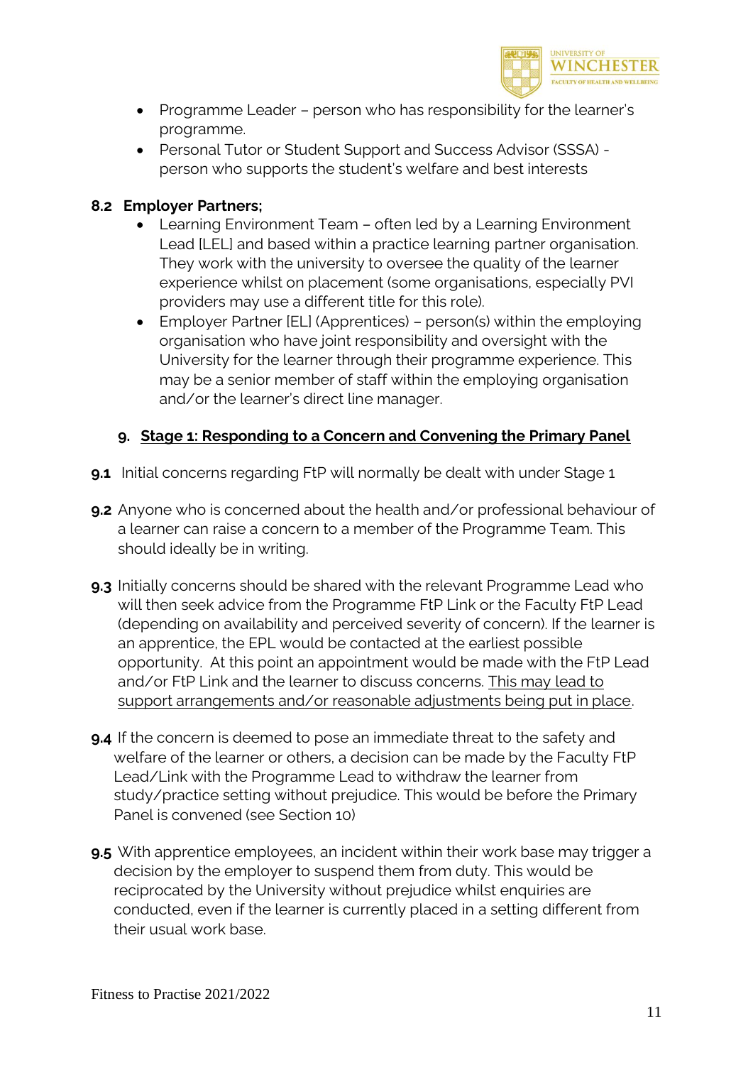- Programme Leader – person who has responsibility for the learner's programme.
- Personal Tutor or Student Support and Success Advisor (SSSA) - person who supports the student's welfare and best interests

**8.2 Employer Partners;**

- Learning Environment Team – often led by a Learning Environment Lead [LEL] and based within a practice learning partner organisation. They work with the university to oversee the quality of the learner experience whilst on placement (some organisations, especially PVI providers may use a different title for this role).
- Employer Partner [EL] (Apprentices) – person(s) within the employing organisation who have joint responsibility and oversight with the University for the learner through their programme experience. This may be a senior member of staff within the employing organisation and/or the learner's direct line manager.

## 9. Stage 1: Responding to a Concern and Convening the Primary Panel

**9.1** Initial concerns regarding FtP will normally be dealt with under Stage 1

**9.2** Anyone who is concerned about the health and/or professional behaviour of a learner can raise a concern to a member of the Programme Team. This should ideally be in writing.

**9.3** Initially concerns should be shared with the relevant Programme Lead who will then seek advice from the Programme FtP Link or the Faculty FtP Lead (depending on availability and perceived severity of concern). If the learner is an apprentice, the EPL would be contacted at the earliest possible opportunity. At this point an appointment would be made with the FtP Lead and/or FtP Link and the learner to discuss concerns. This may lead to support arrangements and/or reasonable adjustments being put in place.

**9.4** If the concern is deemed to pose an immediate threat to the safety and welfare of the learner or others, a decision can be made by the Faculty FtP Lead/Link with the Programme Lead to withdraw the learner from study/practice setting without prejudice. This would be before the Primary Panel is convened (see Section 10)

**9.5** With apprentice employees, an incident within their work base may trigger a decision by the employer to suspend them from duty. This would be reciprocated by the University without prejudice whilst enquiries are conducted, even if the learner is currently placed in a setting different from their usual work base.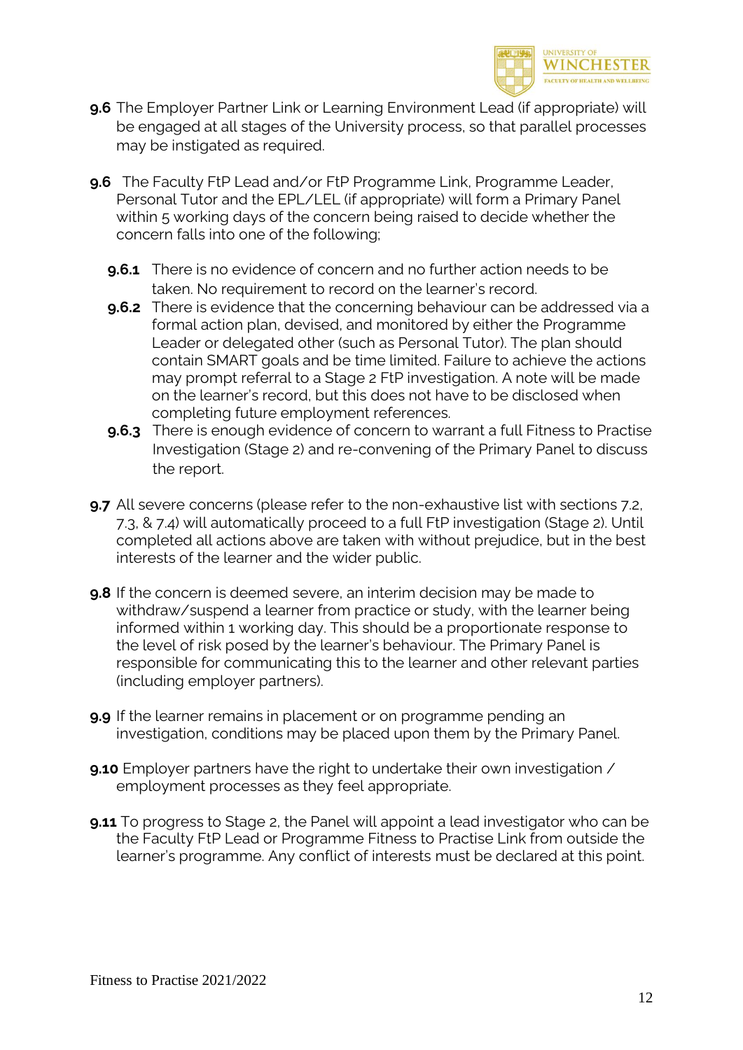**9.6** The Employer Partner Link or Learning Environment Lead (if appropriate) will be engaged at all stages of the University process, so that parallel processes may be instigated as required.

**9.6** The Faculty FtP Lead and/or FtP Programme Link, Programme Leader, Personal Tutor and the EPL/LEL (if appropriate) will form a Primary Panel within 5 working days of the concern being raised to decide whether the concern falls into one of the following;

- **9.6.1** There is no evidence of concern and no further action needs to be taken. No requirement to record on the learner's record.
- **9.6.2** There is evidence that the concerning behaviour can be addressed via a formal action plan, devised, and monitored by either the Programme Leader or delegated other (such as Personal Tutor). The plan should contain SMART goals and be time limited. Failure to achieve the actions may prompt referral to a Stage 2 FtP investigation. A note will be made on the learner's record, but this does not have to be disclosed when completing future employment references.
- **9.6.3** There is enough evidence of concern to warrant a full Fitness to Practise Investigation (Stage 2) and re-convening of the Primary Panel to discuss the report.

**9.7** All severe concerns (please refer to the non-exhaustive list with sections 7.2, 7.3, & 7.4) will automatically proceed to a full FtP investigation (Stage 2). Until completed all actions above are taken with without prejudice, but in the best interests of the learner and the wider public.

**9.8** If the concern is deemed severe, an interim decision may be made to withdraw/suspend a learner from practice or study, with the learner being informed within 1 working day. This should be a proportionate response to the level of risk posed by the learner's behaviour. The Primary Panel is responsible for communicating this to the learner and other relevant parties (including employer partners).

**9.9** If the learner remains in placement or on programme pending an investigation, conditions may be placed upon them by the Primary Panel.

**9.10** Employer partners have the right to undertake their own investigation / employment processes as they feel appropriate.

**9.11** To progress to Stage 2, the Panel will appoint a lead investigator who can be the Faculty FtP Lead or Programme Fitness to Practise Link from outside the learner's programme. Any conflict of interests must be declared at this point.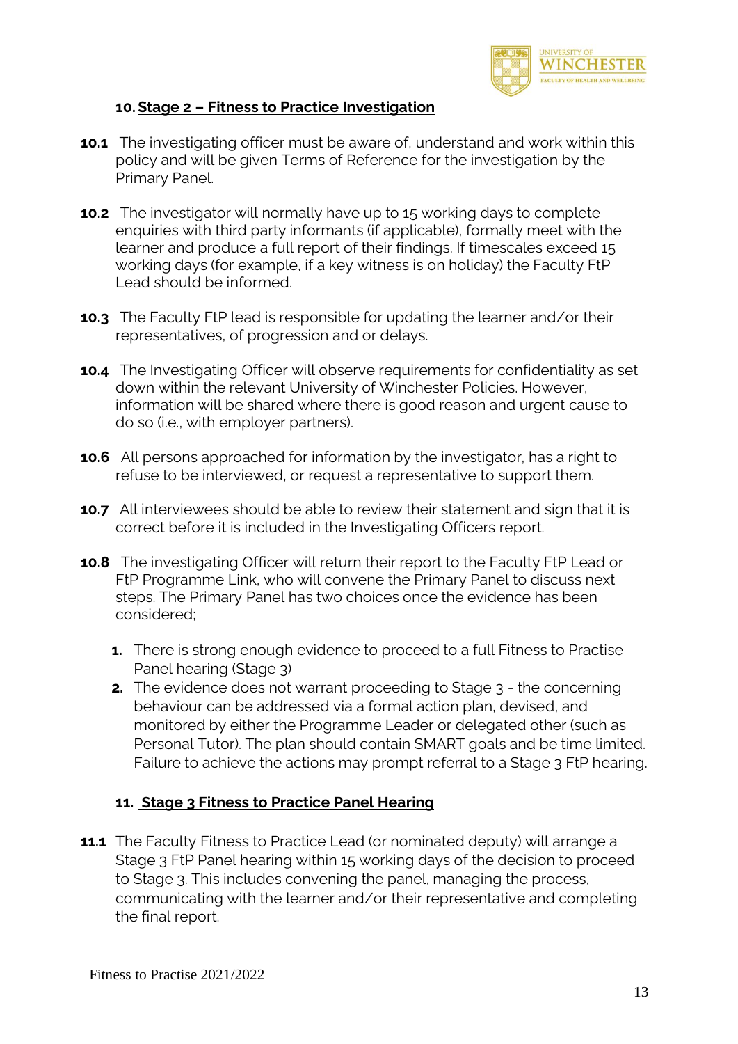## 10. Stage 2 – Fitness to Practice Investigation

**10.1** The investigating officer must be aware of, understand and work within this policy and will be given Terms of Reference for the investigation by the Primary Panel.

**10.2** The investigator will normally have up to 15 working days to complete enquiries with third party informants (if applicable), formally meet with the learner and produce a full report of their findings. If timescales exceed 15 working days (for example, if a key witness is on holiday) the Faculty FtP Lead should be informed.

**10.3** The Faculty FtP lead is responsible for updating the learner and/or their representatives, of progression and or delays.

**10.4** The Investigating Officer will observe requirements for confidentiality as set down within the relevant University of Winchester Policies. However, information will be shared where there is good reason and urgent cause to do so (i.e., with employer partners).

**10.6** All persons approached for information by the investigator, has a right to refuse to be interviewed, or request a representative to support them.

**10.7** All interviewees should be able to review their statement and sign that it is correct before it is included in the Investigating Officers report.

**10.8** The investigating Officer will return their report to the Faculty FtP Lead or FtP Programme Link, who will convene the Primary Panel to discuss next steps. The Primary Panel has two choices once the evidence has been considered;

1. There is strong enough evidence to proceed to a full Fitness to Practise Panel hearing (Stage 3)
2. The evidence does not warrant proceeding to Stage 3 - the concerning behaviour can be addressed via a formal action plan, devised, and monitored by either the Programme Leader or delegated other (such as Personal Tutor). The plan should contain SMART goals and be time limited. Failure to achieve the actions may prompt referral to a Stage 3 FtP hearing.

## 11. Stage 3 Fitness to Practice Panel Hearing

**11.1** The Faculty Fitness to Practice Lead (or nominated deputy) will arrange a Stage 3 FtP Panel hearing within 15 working days of the decision to proceed to Stage 3. This includes convening the panel, managing the process, communicating with the learner and/or their representative and completing the final report.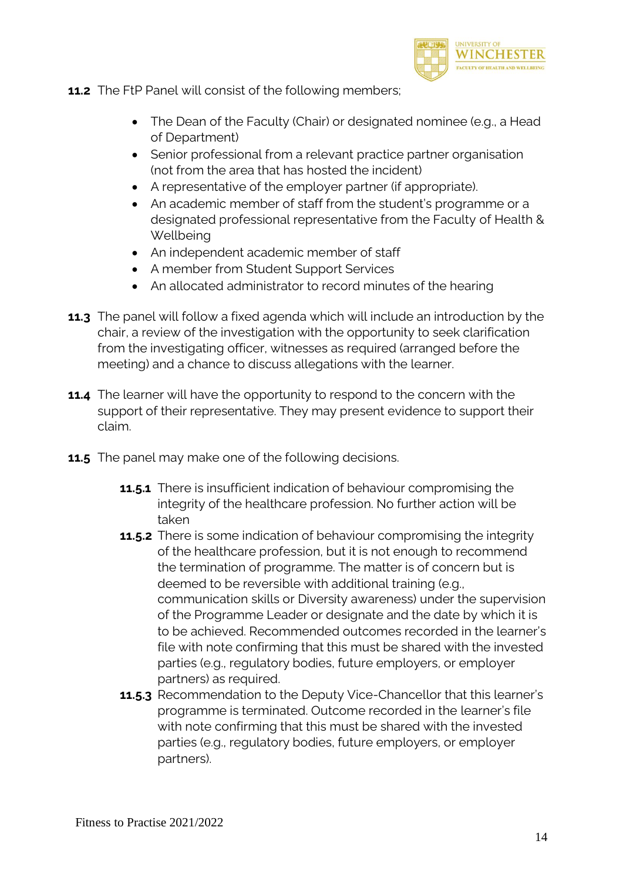**11.2** The FtP Panel will consist of the following members;

- The Dean of the Faculty (Chair) or designated nominee (e.g., a Head of Department)
- Senior professional from a relevant practice partner organisation (not from the area that has hosted the incident)
- A representative of the employer partner (if appropriate).
- An academic member of staff from the student's programme or a designated professional representative from the Faculty of Health & Wellbeing
- An independent academic member of staff
- A member from Student Support Services
- An allocated administrator to record minutes of the hearing

**11.3** The panel will follow a fixed agenda which will include an introduction by the chair, a review of the investigation with the opportunity to seek clarification from the investigating officer, witnesses as required (arranged before the meeting) and a chance to discuss allegations with the learner.

**11.4** The learner will have the opportunity to respond to the concern with the support of their representative. They may present evidence to support their claim.

**11.5** The panel may make one of the following decisions.

**11.5.1** There is insufficient indication of behaviour compromising the integrity of the healthcare profession. No further action will be taken

**11.5.2** There is some indication of behaviour compromising the integrity of the healthcare profession, but it is not enough to recommend the termination of programme. The matter is of concern but is deemed to be reversible with additional training (e.g., communication skills or Diversity awareness) under the supervision of the Programme Leader or designate and the date by which it is to be achieved. Recommended outcomes recorded in the learner's file with note confirming that this must be shared with the invested parties (e.g., regulatory bodies, future employers, or employer partners) as required.

**11.5.3** Recommendation to the Deputy Vice-Chancellor that this learner's programme is terminated. Outcome recorded in the learner's file with note confirming that this must be shared with the invested parties (e.g., regulatory bodies, future employers, or employer partners).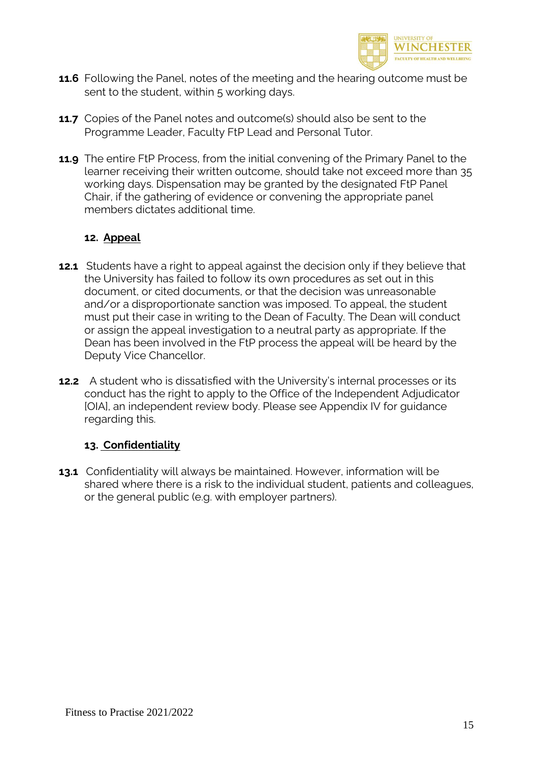**11.6** Following the Panel, notes of the meeting and the hearing outcome must be sent to the student, within 5 working days.

**11.7** Copies of the Panel notes and outcome(s) should also be sent to the Programme Leader, Faculty FtP Lead and Personal Tutor.

**11.9** The entire FtP Process, from the initial convening of the Primary Panel to the learner receiving their written outcome, should take not exceed more than 35 working days. Dispensation may be granted by the designated FtP Panel Chair, if the gathering of evidence or convening the appropriate panel members dictates additional time.

## 12. Appeal

**12.1** Students have a right to appeal against the decision only if they believe that the University has failed to follow its own procedures as set out in this document, or cited documents, or that the decision was unreasonable and/or a disproportionate sanction was imposed. To appeal, the student must put their case in writing to the Dean of Faculty. The Dean will conduct or assign the appeal investigation to a neutral party as appropriate. If the Dean has been involved in the FtP process the appeal will be heard by the Deputy Vice Chancellor.

**12.2** A student who is dissatisfied with the University's internal processes or its conduct has the right to apply to the Office of the Independent Adjudicator [OIA], an independent review body. Please see Appendix IV for guidance regarding this.

## 13. Confidentiality

**13.1** Confidentiality will always be maintained. However, information will be shared where there is a risk to the individual student, patients and colleagues, or the general public (e.g. with employer partners).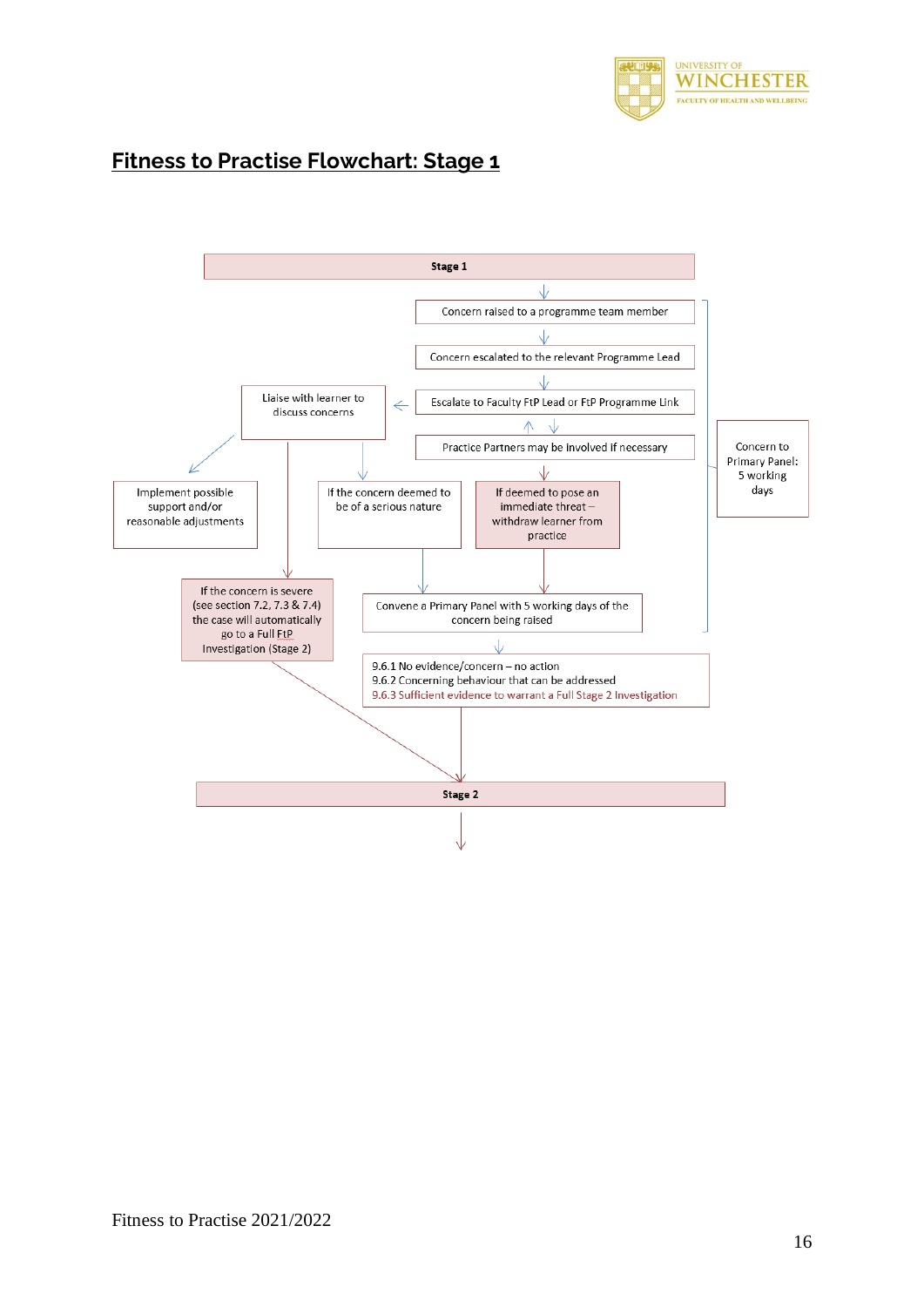## Fitness to Practise Flowchart: Stage 1

**Stage 1**

Concern raised to a programme team member

Concern escalated to the relevant Programme Lead

Escalate to Faculty FtP Lead or FtP Programme Link

Practice Partners may be involved if necessary

Liaise with learner to discuss concerns

Implement possible support and/or reasonable adjustments

If the concern deemed to be of a serious nature

If deemed to pose an immediate threat – withdraw learner from practice

If the concern is severe (see section 7.2, 7.3 & 7.4) the case will automatically go to a Full FtP Investigation (Stage 2)

Convene a Primary Panel with 5 working days of the concern being raised

Concern to Primary Panel: 5 working days

9.6.1 No evidence/concern – no action
9.6.2 Concerning behaviour that can be addressed
9.6.3 Sufficient evidence to warrant a Full Stage 2 Investigation

**Stage 2**

Fitness to Practise 2021/2022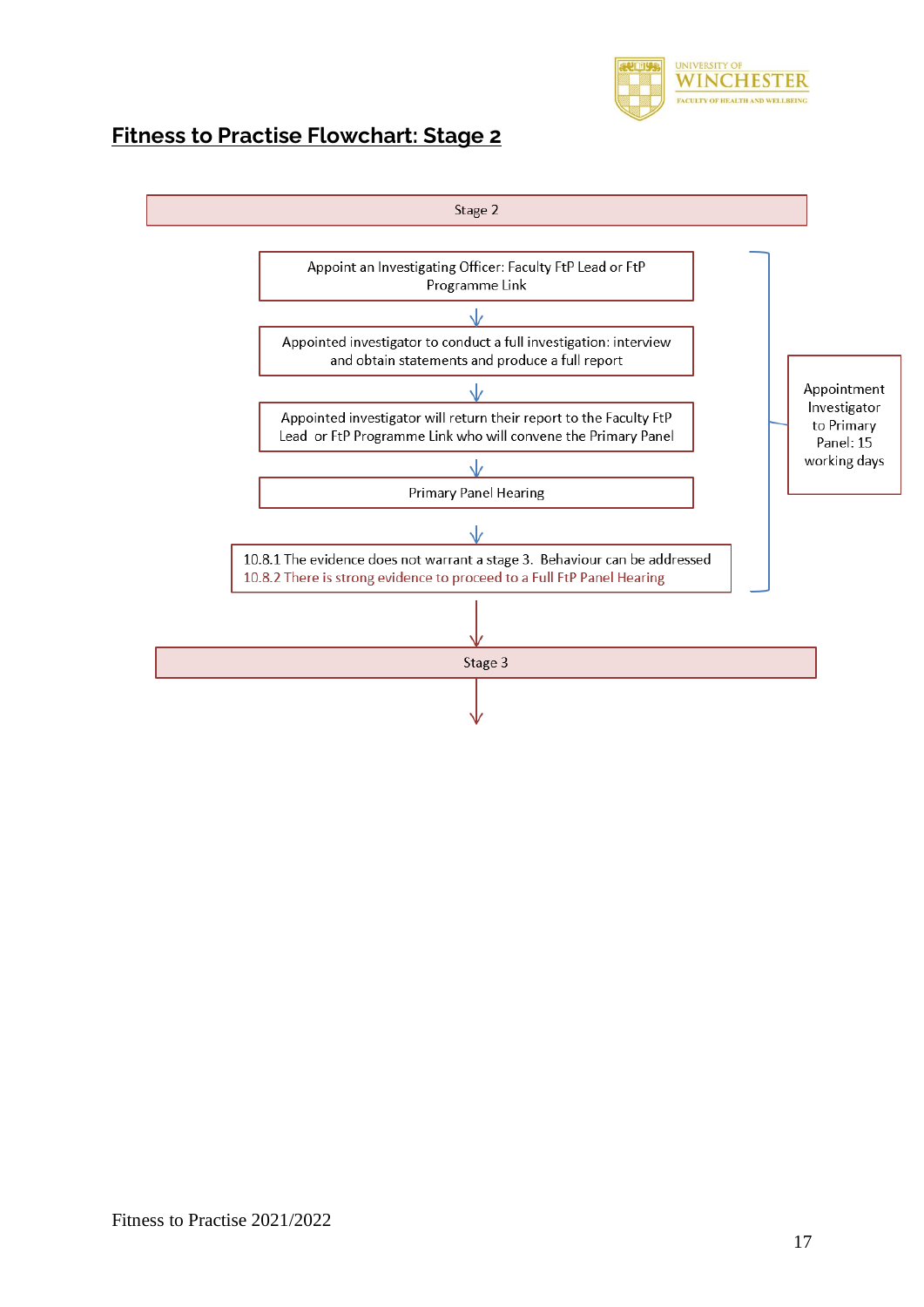## Fitness to Practise Flowchart: Stage 2

Stage 2

Appoint an Investigating Officer: Faculty FtP Lead or FtP Programme Link

↓

Appointed investigator to conduct a full investigation: interview and obtain statements and produce a full report

↓

Appointed investigator will return their report to the Faculty FtP Lead or FtP Programme Link who will convene the Primary Panel

↓

Primary Panel Hearing

↓

10.8.1 The evidence does not warrant a stage 3. Behaviour can be addressed
10.8.2 There is strong evidence to proceed to a Full FtP Panel Hearing

Appointment Investigator to Primary Panel: 15 working days

↓

Stage 3

↓

Fitness to Practise 2021/2022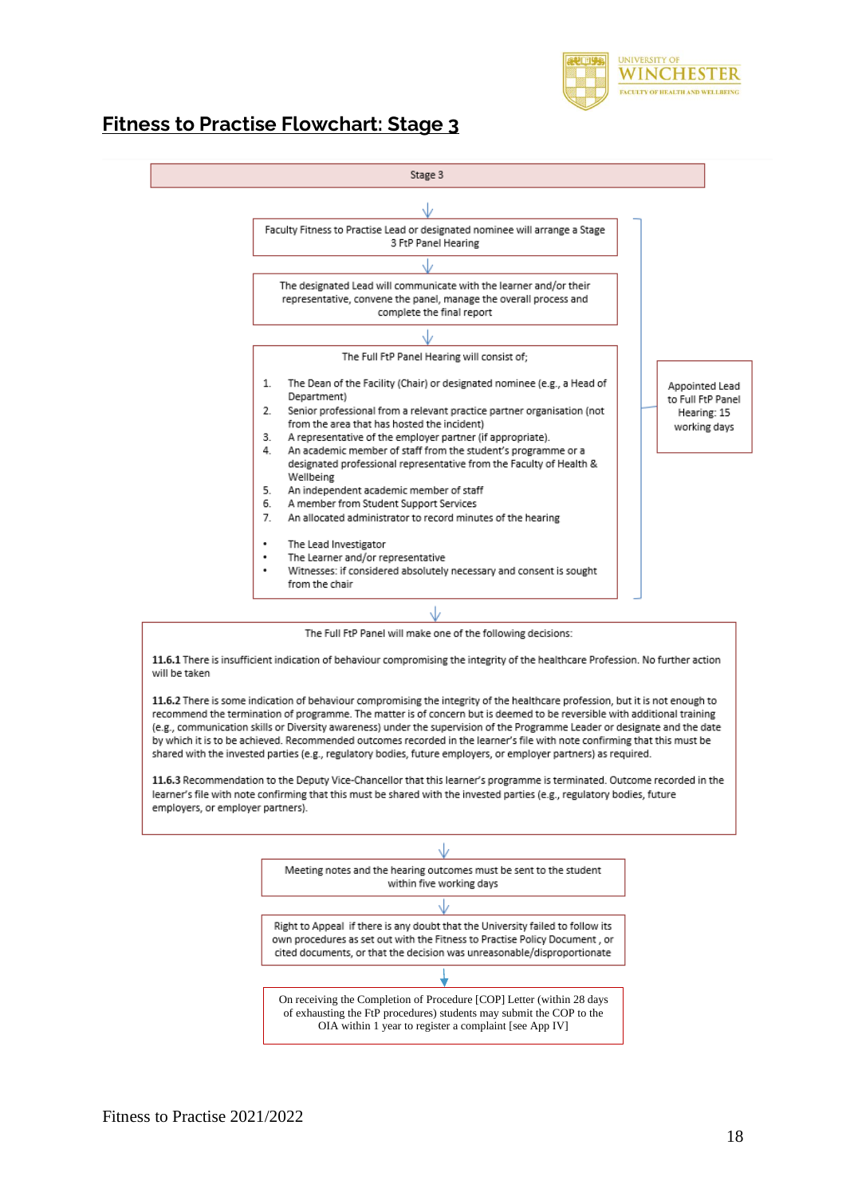## Fitness to Practise Flowchart: Stage 3

Stage 3

↓

Faculty Fitness to Practise Lead or designated nominee will arrange a Stage 3 FtP Panel Hearing

↓

The designated Lead will communicate with the learner and/or their representative, convene the panel, manage the overall process and complete the final report

↓

The Full FtP Panel Hearing will consist of;

1. The Dean of the Facility (Chair) or designated nominee (e.g., a Head of Department)
2. Senior professional from a relevant practice partner organisation (not from the area that has hosted the incident)
3. A representative of the employer partner (if appropriate).
4. An academic member of staff from the student's programme or a designated professional representative from the Faculty of Health & Wellbeing
5. An independent academic member of staff
6. A member from Student Support Services
7. An allocated administrator to record minutes of the hearing

- The Lead Investigator
- The Learner and/or representative
- Witnesses: if considered absolutely necessary and consent is sought from the chair

Appointed Lead to Full FtP Panel Hearing: 15 working days

↓

The Full FtP Panel will make one of the following decisions:

**11.6.1** There is insufficient indication of behaviour compromising the integrity of the healthcare Profession. No further action will be taken

**11.6.2** There is some indication of behaviour compromising the integrity of the healthcare profession, but it is not enough to recommend the termination of programme. The matter is of concern but is deemed to be reversible with additional training (e.g., communication skills or Diversity awareness) under the supervision of the Programme Leader or designate and the date by which it is to be achieved. Recommended outcomes recorded in the learner's file with note confirming that this must be shared with the invested parties (e.g., regulatory bodies, future employers, or employer partners) as required.

**11.6.3** Recommendation to the Deputy Vice-Chancellor that this learner's programme is terminated. Outcome recorded in the learner's file with note confirming that this must be shared with the invested parties (e.g., regulatory bodies, future employers, or employer partners).

↓

Meeting notes and the hearing outcomes must be sent to the student within five working days

↓

Right to Appeal if there is any doubt that the University failed to follow its own procedures as set out with the Fitness to Practise Policy Document , or cited documents, or that the decision was unreasonable/disproportionate

↓

On receiving the Completion of Procedure [COP] Letter (within 28 days of exhausting the FtP procedures) students may submit the COP to the OIA within 1 year to register a complaint [see App IV]

Fitness to Practise 2021/2022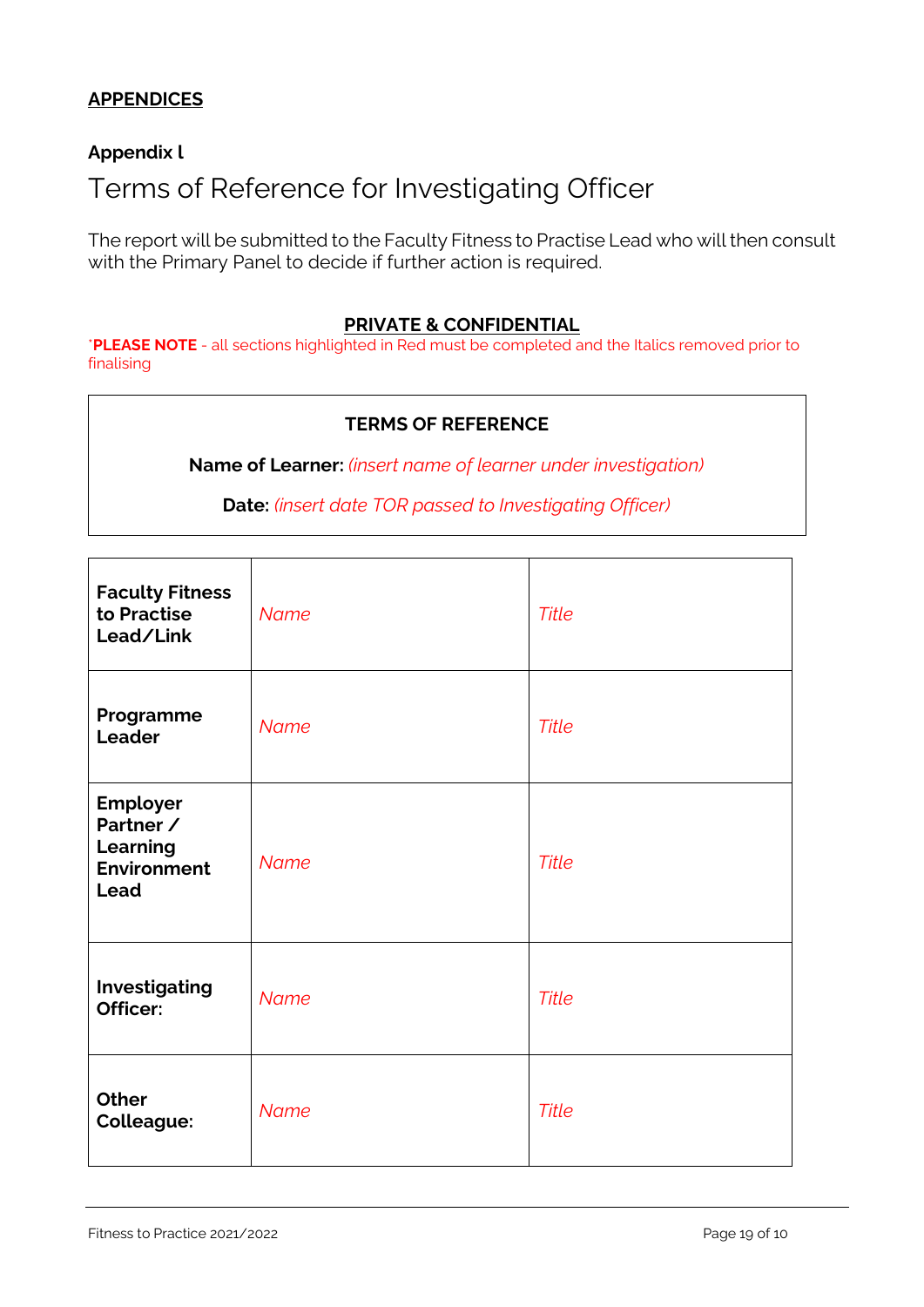## APPENDICES

### Appendix l

# Terms of Reference for Investigating Officer

The report will be submitted to the Faculty Fitness to Practise Lead who will then consult with the Primary Panel to decide if further action is required.

**PRIVATE & CONFIDENTIAL**

*PLEASE NOTE* - all sections highlighted in Red must be completed and the Italics removed prior to finalising

**TERMS OF REFERENCE**

**Name of Learner:** *(insert name of learner under investigation)*

**Date:** *(insert date TOR passed to Investigating Officer)*

| | | |
|---|---|---|
| **Faculty Fitness to Practise Lead/Link** | *Name* | *Title* |
| **Programme Leader** | *Name* | *Title* |
| **Employer Partner / Learning Environment Lead** | *Name* | *Title* |
| **Investigating Officer:** | *Name* | *Title* |
| **Other Colleague:** | *Name* | *Title* |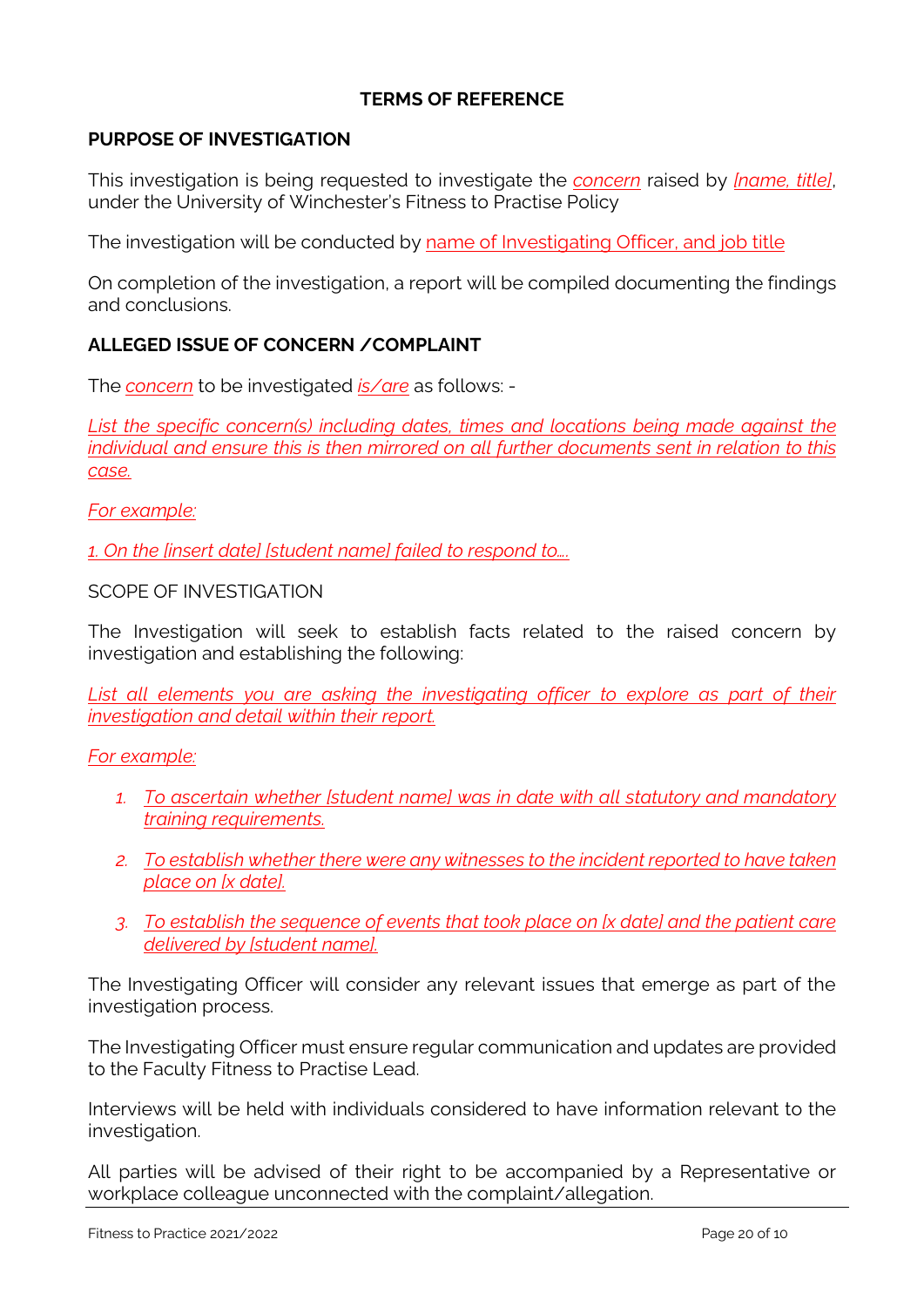## TERMS OF REFERENCE

### PURPOSE OF INVESTIGATION

This investigation is being requested to investigate the *concern* raised by *[name, title]*, under the University of Winchester's Fitness to Practise Policy

The investigation will be conducted by name of Investigating Officer, and job title

On completion of the investigation, a report will be compiled documenting the findings and conclusions.

### ALLEGED ISSUE OF CONCERN /COMPLAINT

The *concern* to be investigated *is/are* as follows: -

*List the specific concern(s) including dates, times and locations being made against the individual and ensure this is then mirrored on all further documents sent in relation to this case.*

*For example:*

*1. On the [insert date] [student name] failed to respond to….*

SCOPE OF INVESTIGATION

The Investigation will seek to establish facts related to the raised concern by investigation and establishing the following:

*List all elements you are asking the investigating officer to explore as part of their investigation and detail within their report.*

*For example:*

1. *To ascertain whether [student name] was in date with all statutory and mandatory training requirements.*
2. *To establish whether there were any witnesses to the incident reported to have taken place on [x date].*
3. *To establish the sequence of events that took place on [x date] and the patient care delivered by [student name].*

The Investigating Officer will consider any relevant issues that emerge as part of the investigation process.

The Investigating Officer must ensure regular communication and updates are provided to the Faculty Fitness to Practise Lead.

Interviews will be held with individuals considered to have information relevant to the investigation.

All parties will be advised of their right to be accompanied by a Representative or workplace colleague unconnected with the complaint/allegation.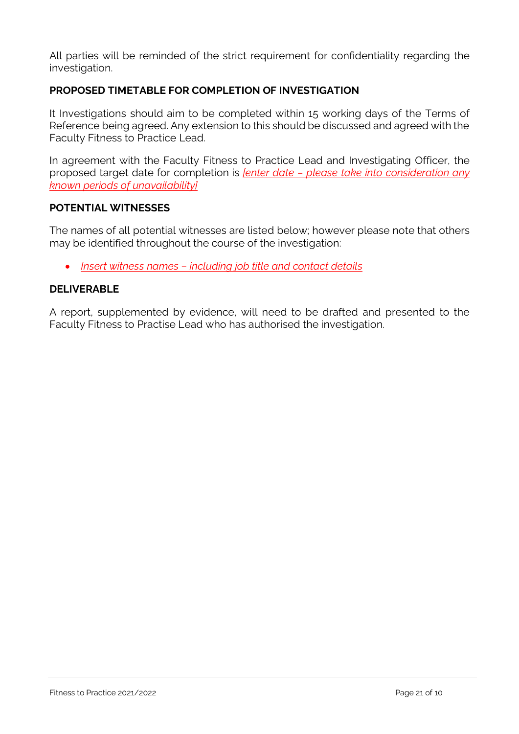All parties will be reminded of the strict requirement for confidentiality regarding the investigation.

**PROPOSED TIMETABLE FOR COMPLETION OF INVESTIGATION**

It Investigations should aim to be completed within 15 working days of the Terms of Reference being agreed. Any extension to this should be discussed and agreed with the Faculty Fitness to Practice Lead.

In agreement with the Faculty Fitness to Practice Lead and Investigating Officer, the proposed target date for completion is *[enter date – please take into consideration any known periods of unavailability]*

**POTENTIAL WITNESSES**

The names of all potential witnesses are listed below; however please note that others may be identified throughout the course of the investigation:

- *Insert witness names – including job title and contact details*

**DELIVERABLE**

A report, supplemented by evidence, will need to be drafted and presented to the Faculty Fitness to Practise Lead who has authorised the investigation.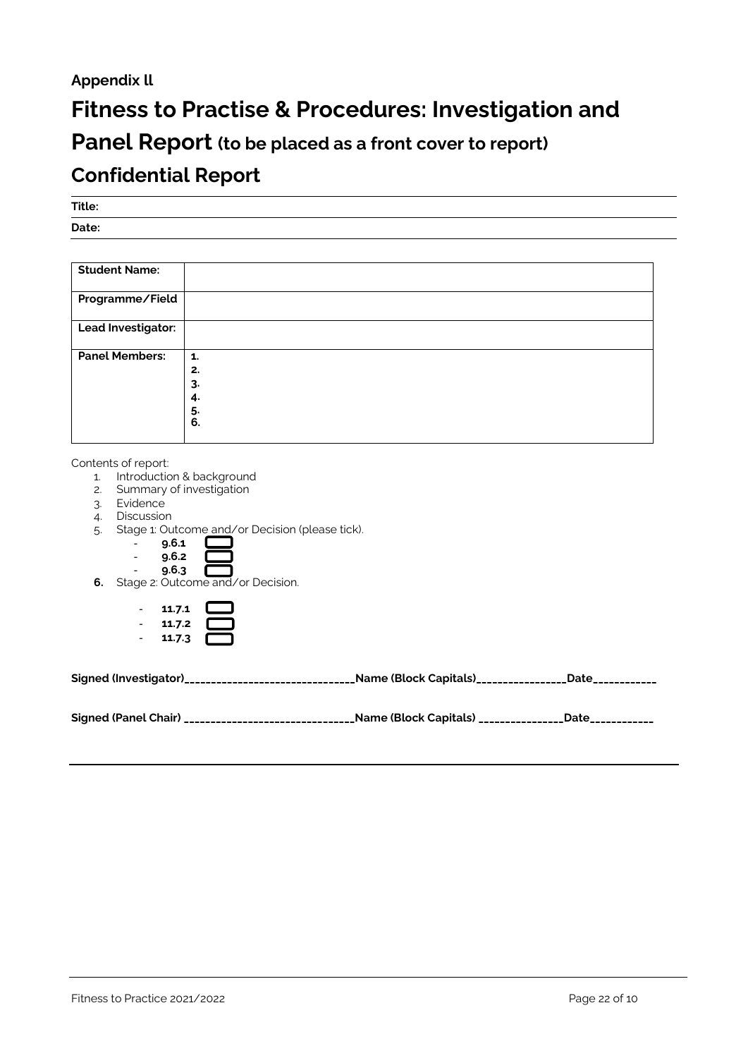**Appendix ll**

# Fitness to Practise & Procedures: Investigation and Panel Report (to be placed as a front cover to report)

# Confidential Report

**Title:**

**Date:**

| **Student Name:** | |
|---|---|
| **Programme/Field** | |
| **Lead Investigator:** | |
| **Panel Members:** | **1.**<br>**2.**<br>**3.**<br>**4.**<br>**5.**<br>**6.** |

Contents of report:

1. Introduction & background
2. Summary of investigation
3. Evidence
4. Discussion
5. Stage 1: Outcome and/or Decision (please tick).
   - **9.6.1** ☐
   - **9.6.2** ☐
   - **9.6.3** ☐
6. Stage 2: Outcome and/or Decision.
   - **11.7.1** ☐
   - **11.7.2** ☐
   - **11.7.3** ☐

**Signed (Investigator)**\_\_\_\_\_\_\_\_\_\_\_\_\_\_\_\_\_\_\_\_\_\_\_\_\_\_\_\_\_\_**Name (Block Capitals)**\_\_\_\_\_\_\_\_\_\_\_\_\_\_\_\_**Date**\_\_\_\_\_\_\_\_\_\_\_

**Signed (Panel Chair)** \_\_\_\_\_\_\_\_\_\_\_\_\_\_\_\_\_\_\_\_\_\_\_\_\_\_\_\_\_\_**Name (Block Capitals)** \_\_\_\_\_\_\_\_\_\_\_\_\_\_\_**Date**\_\_\_\_\_\_\_\_\_\_\_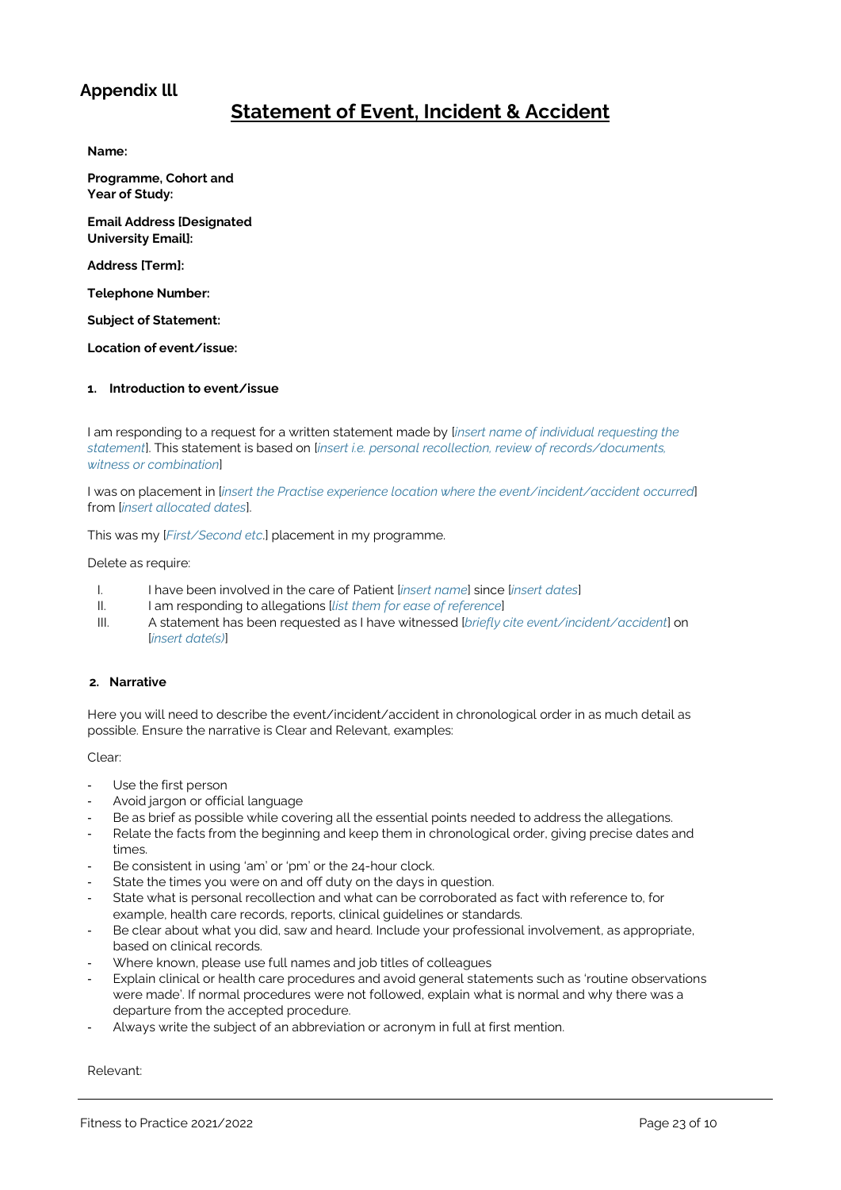## Appendix lll

# Statement of Event, Incident & Accident

**Name:**

**Programme, Cohort and Year of Study:**

**Email Address [Designated University Email]:**

**Address [Term]:**

**Telephone Number:**

**Subject of Statement:**

**Location of event/issue:**

### 1. Introduction to event/issue

I am responding to a request for a written statement made by [*insert name of individual requesting the statement*]. This statement is based on [*insert i.e. personal recollection, review of records/documents, witness or combination*]

I was on placement in [*insert the Practise experience location where the event/incident/accident occurred*] from [*insert allocated dates*].

This was my [*First/Second etc.*] placement in my programme.

Delete as require:

I. I have been involved in the care of Patient [*insert name*] since [*insert dates*]
II. I am responding to allegations [*list them for ease of reference*]
III. A statement has been requested as I have witnessed [*briefly cite event/incident/accident*] on [*insert date(s)*]

### 2. Narrative

Here you will need to describe the event/incident/accident in chronological order in as much detail as possible. Ensure the narrative is Clear and Relevant, examples:

Clear:

- Use the first person
- Avoid jargon or official language
- Be as brief as possible while covering all the essential points needed to address the allegations.
- Relate the facts from the beginning and keep them in chronological order, giving precise dates and times.
- Be consistent in using 'am' or 'pm' or the 24-hour clock.
- State the times you were on and off duty on the days in question.
- State what is personal recollection and what can be corroborated as fact with reference to, for example, health care records, reports, clinical guidelines or standards.
- Be clear about what you did, saw and heard. Include your professional involvement, as appropriate, based on clinical records.
- Where known, please use full names and job titles of colleagues
- Explain clinical or health care procedures and avoid general statements such as 'routine observations were made'. If normal procedures were not followed, explain what is normal and why there was a departure from the accepted procedure.
- Always write the subject of an abbreviation or acronym in full at first mention.

Relevant: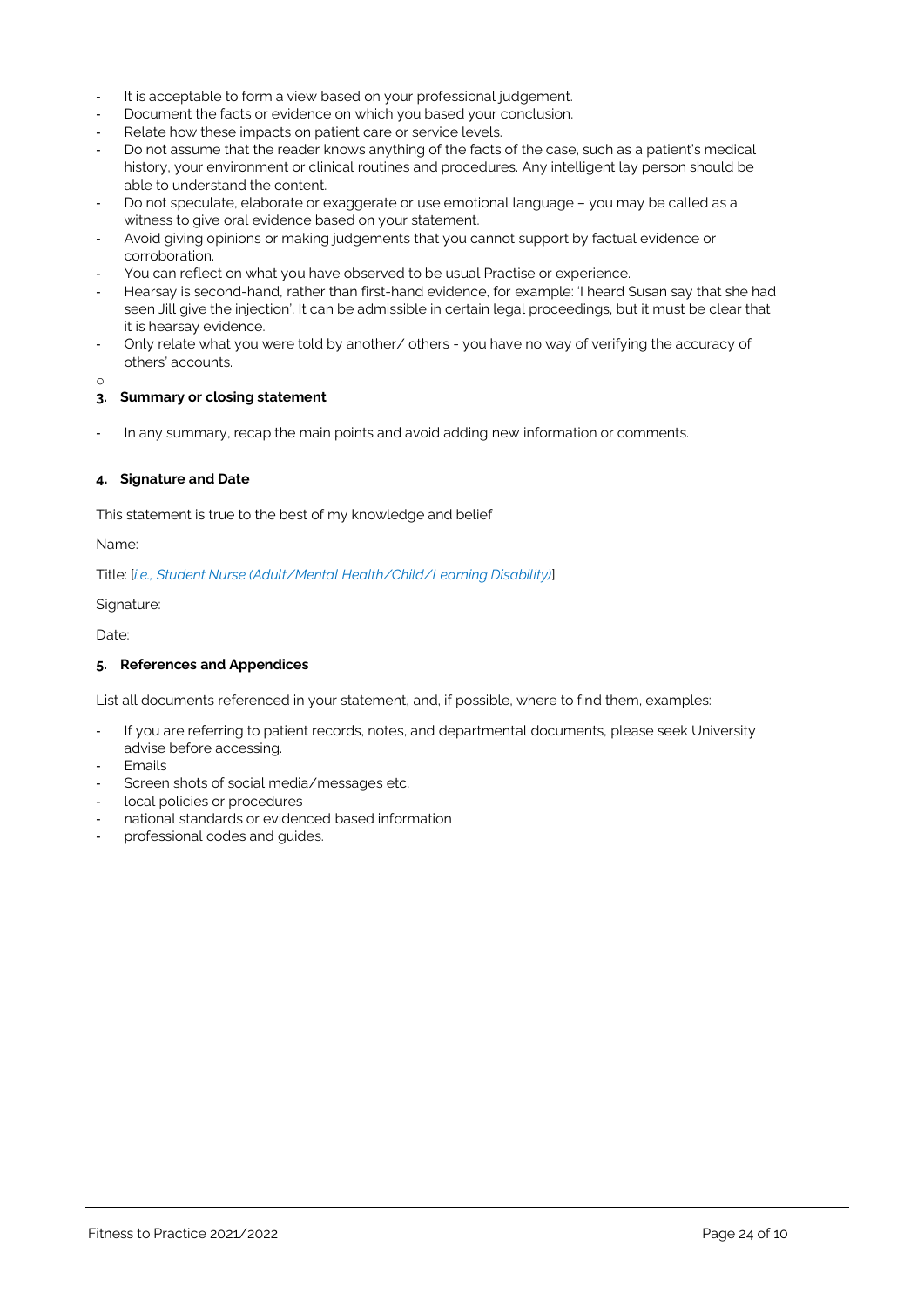- It is acceptable to form a view based on your professional judgement.
- Document the facts or evidence on which you based your conclusion.
- Relate how these impacts on patient care or service levels.
- Do not assume that the reader knows anything of the facts of the case, such as a patient's medical history, your environment or clinical routines and procedures. Any intelligent lay person should be able to understand the content.
- Do not speculate, elaborate or exaggerate or use emotional language – you may be called as a witness to give oral evidence based on your statement.
- Avoid giving opinions or making judgements that you cannot support by factual evidence or corroboration.
- You can reflect on what you have observed to be usual Practise or experience.
- Hearsay is second-hand, rather than first-hand evidence, for example: 'I heard Susan say that she had seen Jill give the injection'. It can be admissible in certain legal proceedings, but it must be clear that it is hearsay evidence.
- Only relate what you were told by another/ others - you have no way of verifying the accuracy of others' accounts.

o

**3. Summary or closing statement**

- In any summary, recap the main points and avoid adding new information or comments.

**4. Signature and Date**

This statement is true to the best of my knowledge and belief

Name:

Title: [*i.e., Student Nurse (Adult/Mental Health/Child/Learning Disability)*]

Signature:

Date:

**5. References and Appendices**

List all documents referenced in your statement, and, if possible, where to find them, examples:

- If you are referring to patient records, notes, and departmental documents, please seek University advise before accessing.
- Emails
- Screen shots of social media/messages etc.
- local policies or procedures
- national standards or evidenced based information
- professional codes and guides.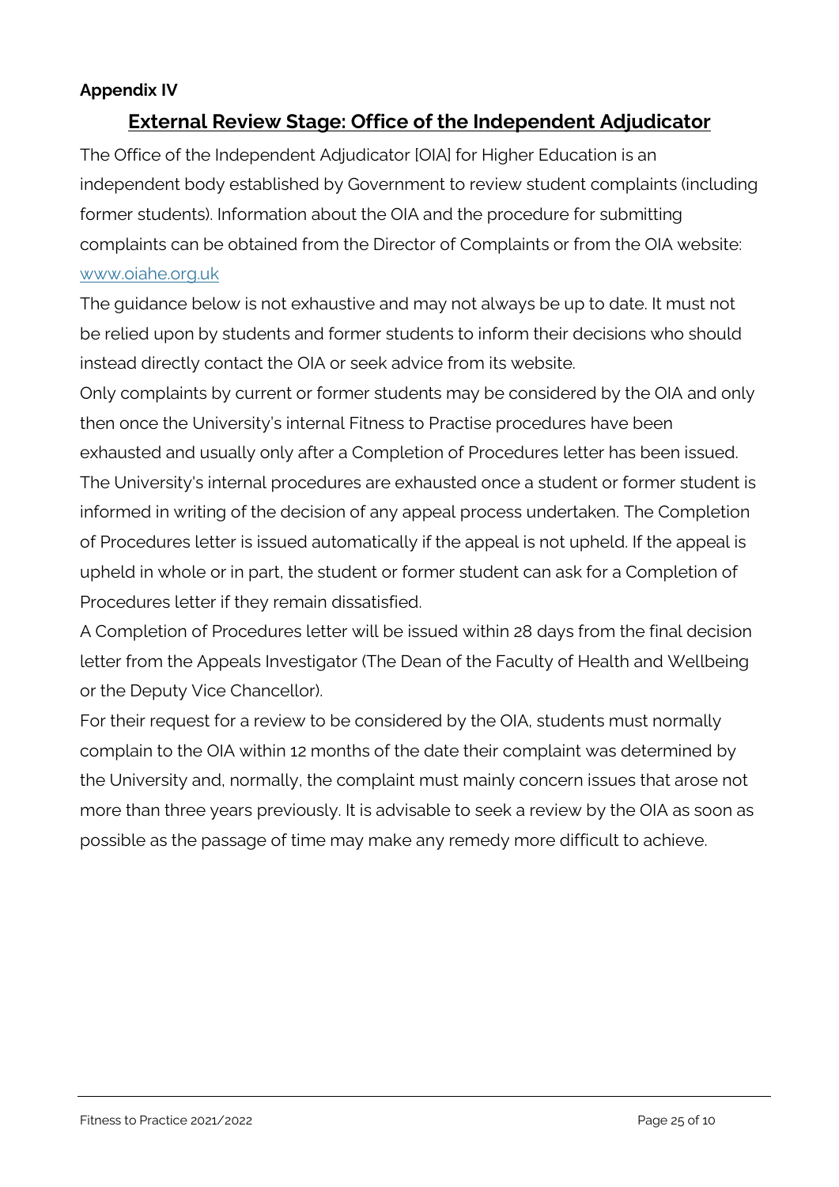**Appendix IV**

## External Review Stage: Office of the Independent Adjudicator

The Office of the Independent Adjudicator [OIA] for Higher Education is an independent body established by Government to review student complaints (including former students). Information about the OIA and the procedure for submitting complaints can be obtained from the Director of Complaints or from the OIA website: [www.oiahe.org.uk](http://www.oiahe.org.uk)

The guidance below is not exhaustive and may not always be up to date. It must not be relied upon by students and former students to inform their decisions who should instead directly contact the OIA or seek advice from its website.

Only complaints by current or former students may be considered by the OIA and only then once the University's internal Fitness to Practise procedures have been exhausted and usually only after a Completion of Procedures letter has been issued.

The University's internal procedures are exhausted once a student or former student is informed in writing of the decision of any appeal process undertaken. The Completion of Procedures letter is issued automatically if the appeal is not upheld. If the appeal is upheld in whole or in part, the student or former student can ask for a Completion of Procedures letter if they remain dissatisfied.

A Completion of Procedures letter will be issued within 28 days from the final decision letter from the Appeals Investigator (The Dean of the Faculty of Health and Wellbeing or the Deputy Vice Chancellor).

For their request for a review to be considered by the OIA, students must normally complain to the OIA within 12 months of the date their complaint was determined by the University and, normally, the complaint must mainly concern issues that arose not more than three years previously. It is advisable to seek a review by the OIA as soon as possible as the passage of time may make any remedy more difficult to achieve.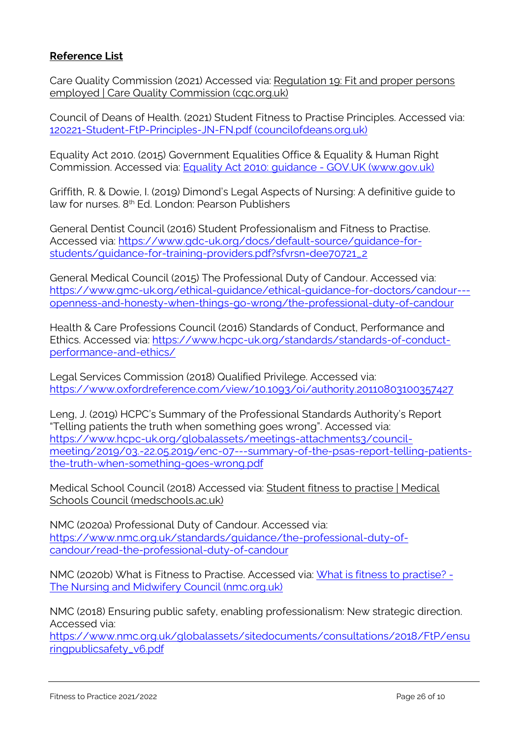## **Reference List**

Care Quality Commission (2021) Accessed via: Regulation 19: Fit and proper persons employed | Care Quality Commission (cqc.org.uk)

Council of Deans of Health. (2021) Student Fitness to Practise Principles. Accessed via: 120221-Student-FtP-Principles-JN-FN.pdf (councilofdeans.org.uk)

Equality Act 2010. (2015) Government Equalities Office & Equality & Human Right Commission. Accessed via: Equality Act 2010: guidance - GOV.UK (www.gov.uk)

Griffith, R. & Dowie, I. (2019) Dimond's Legal Aspects of Nursing: A definitive guide to law for nurses. 8th Ed. London: Pearson Publishers

General Dentist Council (2016) Student Professionalism and Fitness to Practise. Accessed via: https://www.gdc-uk.org/docs/default-source/guidance-for-students/guidance-for-training-providers.pdf?sfvrsn=dee70721_2

General Medical Council (2015) The Professional Duty of Candour. Accessed via: https://www.gmc-uk.org/ethical-guidance/ethical-guidance-for-doctors/candour---openness-and-honesty-when-things-go-wrong/the-professional-duty-of-candour

Health & Care Professions Council (2016) Standards of Conduct, Performance and Ethics. Accessed via: https://www.hcpc-uk.org/standards/standards-of-conduct-performance-and-ethics/

Legal Services Commission (2018) Qualified Privilege. Accessed via: https://www.oxfordreference.com/view/10.1093/oi/authority.20110803100357427

Leng, J. (2019) HCPC's Summary of the Professional Standards Authority's Report "Telling patients the truth when something goes wrong". Accessed via: https://www.hcpc-uk.org/globalassets/meetings-attachments3/council-meeting/2019/03.-22.05.2019/enc-07---summary-of-the-psas-report-telling-patients-the-truth-when-something-goes-wrong.pdf

Medical School Council (2018) Accessed via: Student fitness to practise | Medical Schools Council (medschools.ac.uk)

NMC (2020a) Professional Duty of Candour. Accessed via: https://www.nmc.org.uk/standards/guidance/the-professional-duty-of-candour/read-the-professional-duty-of-candour

NMC (2020b) What is Fitness to Practise. Accessed via: What is fitness to practise? - The Nursing and Midwifery Council (nmc.org.uk)

NMC (2018) Ensuring public safety, enabling professionalism: New strategic direction. Accessed via: https://www.nmc.org.uk/globalassets/sitedocuments/consultations/2018/FtP/ensuringpublicsafety_v6.pdf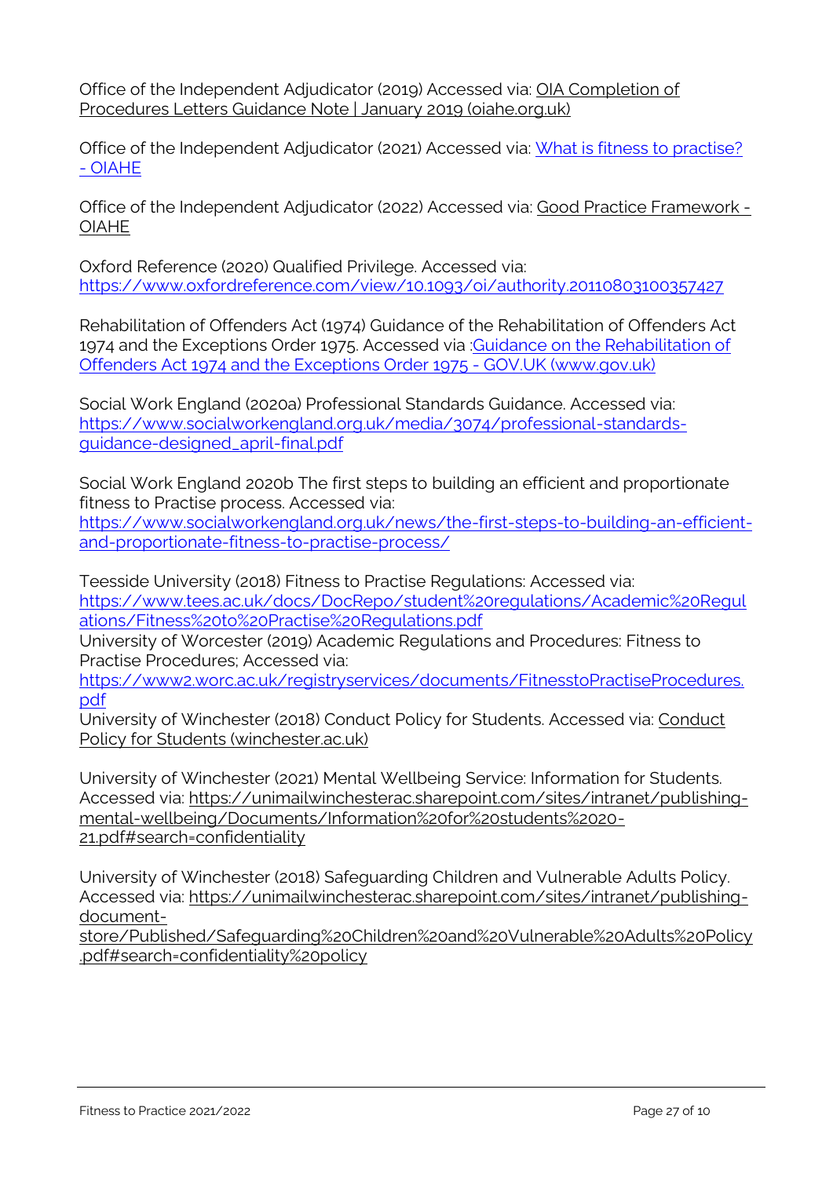Office of the Independent Adjudicator (2019) Accessed via: OIA Completion of Procedures Letters Guidance Note | January 2019 (oiahe.org.uk)

Office of the Independent Adjudicator (2021) Accessed via: What is fitness to practise? - OIAHE

Office of the Independent Adjudicator (2022) Accessed via: Good Practice Framework - OIAHE

Oxford Reference (2020) Qualified Privilege. Accessed via: https://www.oxfordreference.com/view/10.1093/oi/authority.20110803100357427

Rehabilitation of Offenders Act (1974) Guidance of the Rehabilitation of Offenders Act 1974 and the Exceptions Order 1975. Accessed via :Guidance on the Rehabilitation of Offenders Act 1974 and the Exceptions Order 1975 - GOV.UK (www.gov.uk)

Social Work England (2020a) Professional Standards Guidance. Accessed via: https://www.socialworkengland.org.uk/media/3074/professional-standards-guidance-designed_april-final.pdf

Social Work England 2020b The first steps to building an efficient and proportionate fitness to Practise process. Accessed via: https://www.socialworkengland.org.uk/news/the-first-steps-to-building-an-efficient-and-proportionate-fitness-to-practise-process/

Teesside University (2018) Fitness to Practise Regulations: Accessed via: https://www.tees.ac.uk/docs/DocRepo/student%20regulations/Academic%20Regulations/Fitness%20to%20Practise%20Regulations.pdf

University of Worcester (2019) Academic Regulations and Procedures: Fitness to Practise Procedures; Accessed via: https://www2.worc.ac.uk/registryservices/documents/FitnesstoPractiseProcedures.pdf

University of Winchester (2018) Conduct Policy for Students. Accessed via: Conduct Policy for Students (winchester.ac.uk)

University of Winchester (2021) Mental Wellbeing Service: Information for Students. Accessed via: https://unimailwinchesterac.sharepoint.com/sites/intranet/publishing-mental-wellbeing/Documents/Information%20for%20students%2020-21.pdf#search=confidentiality

University of Winchester (2018) Safeguarding Children and Vulnerable Adults Policy. Accessed via: https://unimailwinchesterac.sharepoint.com/sites/intranet/publishing-document-store/Published/Safeguarding%20Children%20and%20Vulnerable%20Adults%20Policy.pdf#search=confidentiality%20policy